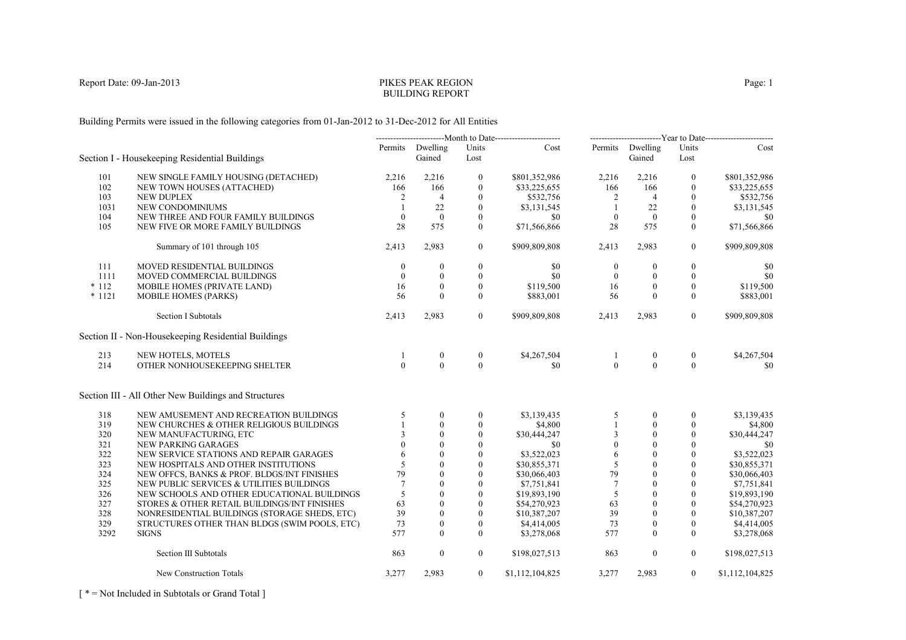Report Date: 09-Jan-2013

# PIKES PEAK REGION
# BUILDING REPORT

Building Permits were issued in the following categories from 01-Jan-2012 to 31-Dec-2012 for All Entities

| | | Month to Date | | | | Year to Date | | | |
|---|---|---|---|---|---|---|---|---|---|
| | Section I - Housekeeping Residential Buildings | Permits | Dwelling Gained | Units Lost | Cost | Permits | Dwelling Gained | Units Lost | Cost |
| 101 | NEW SINGLE FAMILY HOUSING (DETACHED) | 2,216 | 2,216 | 0 | $801,352,986 | 2,216 | 2,216 | 0 | $801,352,986 |
| 102 | NEW TOWN HOUSES (ATTACHED) | 166 | 166 | 0 | $33,225,655 | 166 | 166 | 0 | $33,225,655 |
| 103 | NEW DUPLEX | 2 | 4 | 0 | $532,756 | 2 | 4 | 0 | $532,756 |
| 1031 | NEW CONDOMINIUMS | 1 | 22 | 0 | $3,131,545 | 1 | 22 | 0 | $3,131,545 |
| 104 | NEW THREE AND FOUR FAMILY BUILDINGS | 0 | 0 | 0 | $0 | 0 | 0 | 0 | $0 |
| 105 | NEW FIVE OR MORE FAMILY BUILDINGS | 28 | 575 | 0 | $71,566,866 | 28 | 575 | 0 | $71,566,866 |
| | Summary of 101 through 105 | 2,413 | 2,983 | 0 | $909,809,808 | 2,413 | 2,983 | 0 | $909,809,808 |
| 111 | MOVED RESIDENTIAL BUILDINGS | 0 | 0 | 0 | $0 | 0 | 0 | 0 | $0 |
| 1111 | MOVED COMMERCIAL BUILDINGS | 0 | 0 | 0 | $0 | 0 | 0 | 0 | $0 |
| * 112 | MOBILE HOMES (PRIVATE LAND) | 16 | 0 | 0 | $119,500 | 16 | 0 | 0 | $119,500 |
| * 1121 | MOBILE HOMES (PARKS) | 56 | 0 | 0 | $883,001 | 56 | 0 | 0 | $883,001 |
| | Section I Subtotals | 2,413 | 2,983 | 0 | $909,809,808 | 2,413 | 2,983 | 0 | $909,809,808 |
| | **Section II - Non-Housekeeping Residential Buildings** | | | | | | | | |
| 213 | NEW HOTELS, MOTELS | 1 | 0 | 0 | $4,267,504 | 1 | 0 | 0 | $4,267,504 |
| 214 | OTHER NONHOUSEKEEPING SHELTER | 0 | 0 | 0 | $0 | 0 | 0 | 0 | $0 |
| | **Section III - All Other New Buildings and Structures** | | | | | | | | |
| 318 | NEW AMUSEMENT AND RECREATION BUILDINGS | 5 | 0 | 0 | $3,139,435 | 5 | 0 | 0 | $3,139,435 |
| 319 | NEW CHURCHES & OTHER RELIGIOUS BUILDINGS | 1 | 0 | 0 | $4,800 | 1 | 0 | 0 | $4,800 |
| 320 | NEW MANUFACTURING, ETC | 3 | 0 | 0 | $30,444,247 | 3 | 0 | 0 | $30,444,247 |
| 321 | NEW PARKING GARAGES | 0 | 0 | 0 | $0 | 0 | 0 | 0 | $0 |
| 322 | NEW SERVICE STATIONS AND REPAIR GARAGES | 6 | 0 | 0 | $3,522,023 | 6 | 0 | 0 | $3,522,023 |
| 323 | NEW HOSPITALS AND OTHER INSTITUTIONS | 5 | 0 | 0 | $30,855,371 | 5 | 0 | 0 | $30,855,371 |
| 324 | NEW OFFCS, BANKS & PROF. BLDGS/INT FINISHES | 79 | 0 | 0 | $30,066,403 | 79 | 0 | 0 | $30,066,403 |
| 325 | NEW PUBLIC SERVICES & UTILITIES BUILDINGS | 7 | 0 | 0 | $7,751,841 | 7 | 0 | 0 | $7,751,841 |
| 326 | NEW SCHOOLS AND OTHER EDUCATIONAL BUILDINGS | 5 | 0 | 0 | $19,893,190 | 5 | 0 | 0 | $19,893,190 |
| 327 | STORES & OTHER RETAIL BUILDINGS/INT FINISHES | 63 | 0 | 0 | $54,270,923 | 63 | 0 | 0 | $54,270,923 |
| 328 | NONRESIDENTIAL BUILDINGS (STORAGE SHEDS, ETC) | 39 | 0 | 0 | $10,387,207 | 39 | 0 | 0 | $10,387,207 |
| 329 | STRUCTURES OTHER THAN BLDGS (SWIM POOLS, ETC) | 73 | 0 | 0 | $4,414,005 | 73 | 0 | 0 | $4,414,005 |
| 3292 | SIGNS | 577 | 0 | 0 | $3,278,068 | 577 | 0 | 0 | $3,278,068 |
| | Section III Subtotals | 863 | 0 | 0 | $198,027,513 | 863 | 0 | 0 | $198,027,513 |
| | New Construction Totals | 3,277 | 2,983 | 0 | $1,112,104,825 | 3,277 | 2,983 | 0 | $1,112,104,825 |

[ * = Not Included in Subtotals or Grand Total ]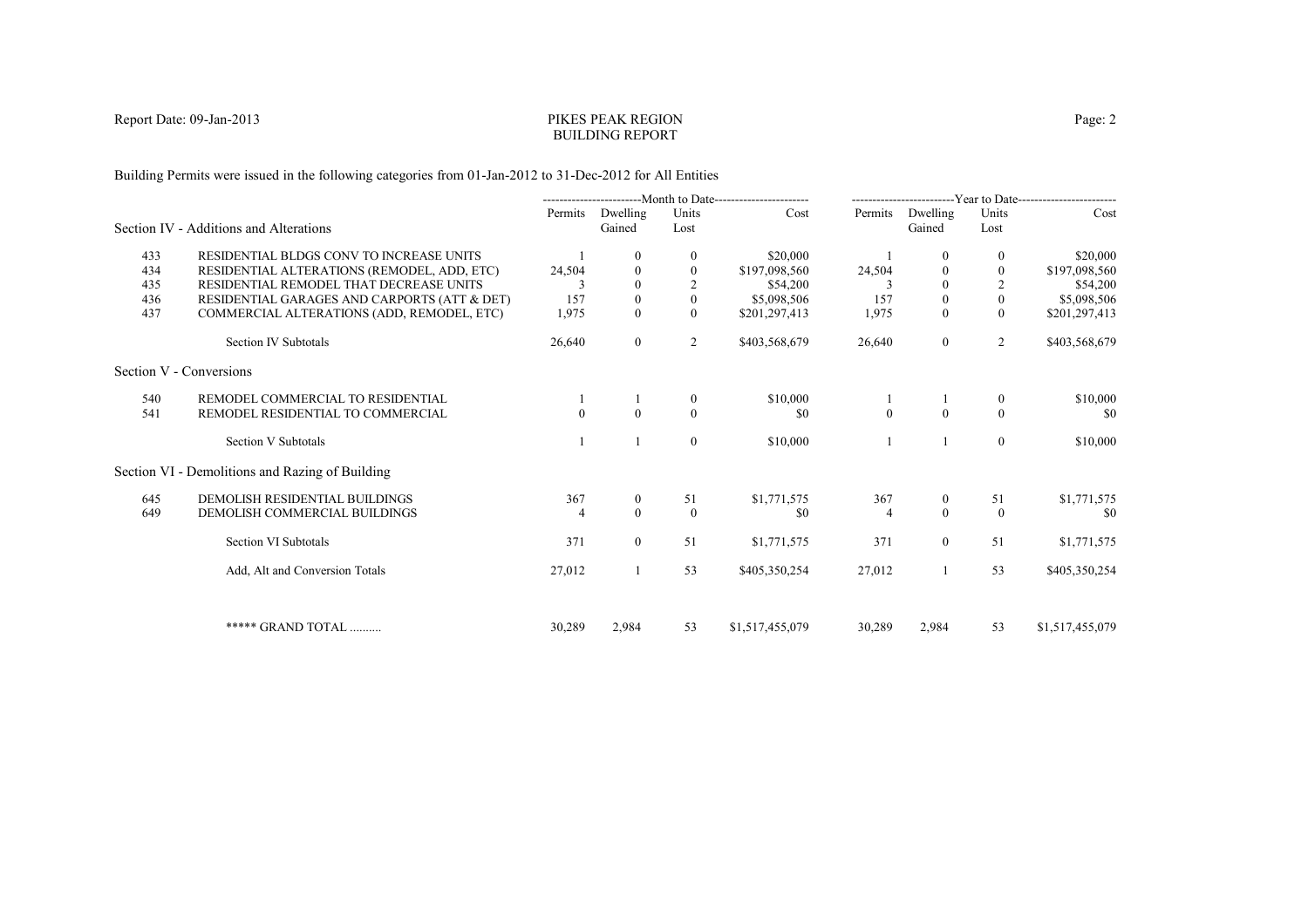PIKES PEAK REGION
BUILDING REPORT

Report Date: 09-Jan-2013

Building Permits were issued in the following categories from 01-Jan-2012 to 31-Dec-2012 for All Entities

| | | Month to Date | | | | Year to Date | | | |
|---|---|---|---|---|---|---|---|---|---|
| | | Permits | Dwelling Gained | Units Lost | Cost | Permits | Dwelling Gained | Units Lost | Cost |
| **Section IV - Additions and Alterations** | | | | | | | | | |
| 433 | RESIDENTIAL BLDGS CONV TO INCREASE UNITS | 1 | 0 | 0 | $20,000 | 1 | 0 | 0 | $20,000 |
| 434 | RESIDENTIAL ALTERATIONS (REMODEL, ADD, ETC) | 24,504 | 0 | 0 | $197,098,560 | 24,504 | 0 | 0 | $197,098,560 |
| 435 | RESIDENTIAL REMODEL THAT DECREASE UNITS | 3 | 0 | 2 | $54,200 | 3 | 0 | 2 | $54,200 |
| 436 | RESIDENTIAL GARAGES AND CARPORTS (ATT & DET) | 157 | 0 | 0 | $5,098,506 | 157 | 0 | 0 | $5,098,506 |
| 437 | COMMERCIAL ALTERATIONS (ADD, REMODEL, ETC) | 1,975 | 0 | 0 | $201,297,413 | 1,975 | 0 | 0 | $201,297,413 |
| | Section IV Subtotals | 26,640 | 0 | 2 | $403,568,679 | 26,640 | 0 | 2 | $403,568,679 |
| **Section V - Conversions** | | | | | | | | | |
| 540 | REMODEL COMMERCIAL TO RESIDENTIAL | 1 | 1 | 0 | $10,000 | 1 | 1 | 0 | $10,000 |
| 541 | REMODEL RESIDENTIAL TO COMMERCIAL | 0 | 0 | 0 | $0 | 0 | 0 | 0 | $0 |
| | Section V Subtotals | 1 | 1 | 0 | $10,000 | 1 | 1 | 0 | $10,000 |
| **Section VI - Demolitions and Razing of Building** | | | | | | | | | |
| 645 | DEMOLISH RESIDENTIAL BUILDINGS | 367 | 0 | 51 | $1,771,575 | 367 | 0 | 51 | $1,771,575 |
| 649 | DEMOLISH COMMERCIAL BUILDINGS | 4 | 0 | 0 | $0 | 4 | 0 | 0 | $0 |
| | Section VI Subtotals | 371 | 0 | 51 | $1,771,575 | 371 | 0 | 51 | $1,771,575 |
| | Add, Alt and Conversion Totals | 27,012 | 1 | 53 | $405,350,254 | 27,012 | 1 | 53 | $405,350,254 |
| | ***** GRAND TOTAL .......... | 30,289 | 2,984 | 53 | $1,517,455,079 | 30,289 | 2,984 | 53 | $1,517,455,079 |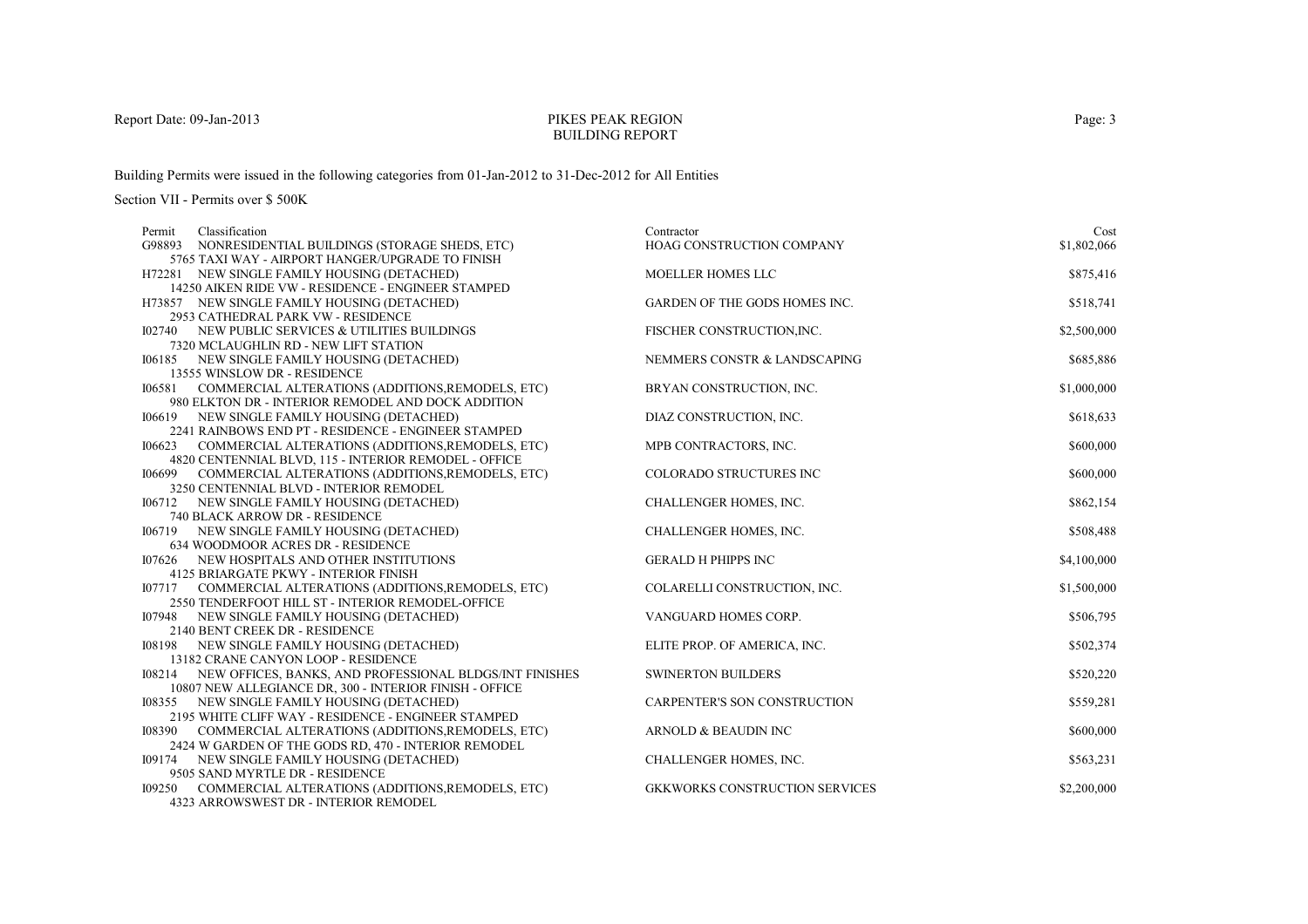# PIKES PEAK REGION
## BUILDING REPORT

Report Date: 09-Jan-2013

Building Permits were issued in the following categories from 01-Jan-2012 to 31-Dec-2012 for All Entities

Section VII - Permits over $ 500K

| Permit | Classification | Contractor | Cost |
|---|---|---|---|
| G98893 | NONRESIDENTIAL BUILDINGS (STORAGE SHEDS, ETC)<br>5765 TAXI WAY - AIRPORT HANGER/UPGRADE TO FINISH | HOAG CONSTRUCTION COMPANY | $1,802,066 |
| H72281 | NEW SINGLE FAMILY HOUSING (DETACHED)<br>14250 AIKEN RIDE VW - RESIDENCE - ENGINEER STAMPED | MOELLER HOMES LLC | $875,416 |
| H73857 | NEW SINGLE FAMILY HOUSING (DETACHED)<br>2953 CATHEDRAL PARK VW - RESIDENCE | GARDEN OF THE GODS HOMES INC. | $518,741 |
| I02740 | NEW PUBLIC SERVICES & UTILITIES BUILDINGS<br>7320 MCLAUGHLIN RD - NEW LIFT STATION | FISCHER CONSTRUCTION,INC. | $2,500,000 |
| I06185 | NEW SINGLE FAMILY HOUSING (DETACHED)<br>13555 WINSLOW DR - RESIDENCE | NEMMERS CONSTR & LANDSCAPING | $685,886 |
| I06581 | COMMERCIAL ALTERATIONS (ADDITIONS,REMODELS, ETC)<br>980 ELKTON DR - INTERIOR REMODEL AND DOCK ADDITION | BRYAN CONSTRUCTION, INC. | $1,000,000 |
| I06619 | NEW SINGLE FAMILY HOUSING (DETACHED)<br>2241 RAINBOWS END PT - RESIDENCE - ENGINEER STAMPED | DIAZ CONSTRUCTION, INC. | $618,633 |
| I06623 | COMMERCIAL ALTERATIONS (ADDITIONS,REMODELS, ETC)<br>4820 CENTENNIAL BLVD, 115 - INTERIOR REMODEL - OFFICE | MPB CONTRACTORS, INC. | $600,000 |
| I06699 | COMMERCIAL ALTERATIONS (ADDITIONS,REMODELS, ETC)<br>3250 CENTENNIAL BLVD - INTERIOR REMODEL | COLORADO STRUCTURES INC | $600,000 |
| I06712 | NEW SINGLE FAMILY HOUSING (DETACHED)<br>740 BLACK ARROW DR - RESIDENCE | CHALLENGER HOMES, INC. | $862,154 |
| I06719 | NEW SINGLE FAMILY HOUSING (DETACHED)<br>634 WOODMOOR ACRES DR - RESIDENCE | CHALLENGER HOMES, INC. | $508,488 |
| I07626 | NEW HOSPITALS AND OTHER INSTITUTIONS<br>4125 BRIARGATE PKWY - INTERIOR FINISH | GERALD H PHIPPS INC | $4,100,000 |
| I07717 | COMMERCIAL ALTERATIONS (ADDITIONS,REMODELS, ETC)<br>2550 TENDERFOOT HILL ST - INTERIOR REMODEL-OFFICE | COLARELLI CONSTRUCTION, INC. | $1,500,000 |
| I07948 | NEW SINGLE FAMILY HOUSING (DETACHED)<br>2140 BENT CREEK DR - RESIDENCE | VANGUARD HOMES CORP. | $506,795 |
| I08198 | NEW SINGLE FAMILY HOUSING (DETACHED)<br>13182 CRANE CANYON LOOP - RESIDENCE | ELITE PROP. OF AMERICA, INC. | $502,374 |
| I08214 | NEW OFFICES, BANKS, AND PROFESSIONAL BLDGS/INT FINISHES<br>10807 NEW ALLEGIANCE DR, 300 - INTERIOR FINISH - OFFICE | SWINERTON BUILDERS | $520,220 |
| I08355 | NEW SINGLE FAMILY HOUSING (DETACHED)<br>2195 WHITE CLIFF WAY - RESIDENCE - ENGINEER STAMPED | CARPENTER'S SON CONSTRUCTION | $559,281 |
| I08390 | COMMERCIAL ALTERATIONS (ADDITIONS,REMODELS, ETC)<br>2424 W GARDEN OF THE GODS RD, 470 - INTERIOR REMODEL | ARNOLD & BEAUDIN INC | $600,000 |
| I09174 | NEW SINGLE FAMILY HOUSING (DETACHED)<br>9505 SAND MYRTLE DR - RESIDENCE | CHALLENGER HOMES, INC. | $563,231 |
| I09250 | COMMERCIAL ALTERATIONS (ADDITIONS,REMODELS, ETC)<br>4323 ARROWSWEST DR - INTERIOR REMODEL | GKKWORKS CONSTRUCTION SERVICES | $2,200,000 |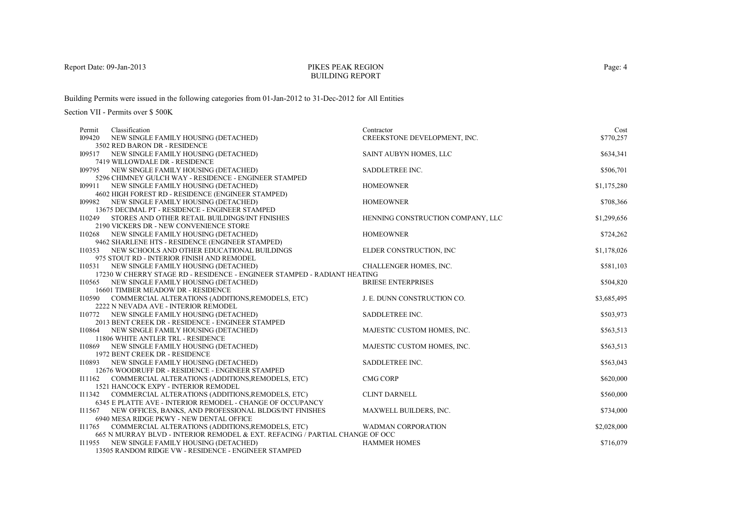PIKES PEAK REGION
BUILDING REPORT

Building Permits were issued in the following categories from 01-Jan-2012 to 31-Dec-2012 for All Entities

Section VII - Permits over $ 500K

| Permit | Classification | Contractor | Cost |
|---|---|---|---|
| I09420 | NEW SINGLE FAMILY HOUSING (DETACHED)<br>3502 RED BARON DR - RESIDENCE | CREEKSTONE DEVELOPMENT, INC. | $770,257 |
| I09517 | NEW SINGLE FAMILY HOUSING (DETACHED)<br>7419 WILLOWDALE DR - RESIDENCE | SAINT AUBYN HOMES, LLC | $634,341 |
| I09795 | NEW SINGLE FAMILY HOUSING (DETACHED)<br>5296 CHIMNEY GULCH WAY - RESIDENCE - ENGINEER STAMPED | SADDLETREE INC. | $506,701 |
| I09911 | NEW SINGLE FAMILY HOUSING (DETACHED)<br>4602 HIGH FOREST RD - RESIDENCE (ENGINEER STAMPED) | HOMEOWNER | $1,175,280 |
| I09982 | NEW SINGLE FAMILY HOUSING (DETACHED)<br>13675 DECIMAL PT - RESIDENCE - ENGINEER STAMPED | HOMEOWNER | $708,366 |
| I10249 | STORES AND OTHER RETAIL BUILDINGS/INT FINISHES<br>2190 VICKERS DR - NEW CONVENIENCE STORE | HENNING CONSTRUCTION COMPANY, LLC | $1,299,656 |
| I10268 | NEW SINGLE FAMILY HOUSING (DETACHED)<br>9462 SHARLENE HTS - RESIDENCE (ENGINEER STAMPED) | HOMEOWNER | $724,262 |
| I10353 | NEW SCHOOLS AND OTHER EDUCATIONAL BUILDINGS<br>975 STOUT RD - INTERIOR FINISH AND REMODEL | ELDER CONSTRUCTION, INC | $1,178,026 |
| I10531 | NEW SINGLE FAMILY HOUSING (DETACHED)<br>17230 W CHERRY STAGE RD - RESIDENCE - ENGINEER STAMPED - RADIANT HEATING | CHALLENGER HOMES, INC. | $581,103 |
| I10565 | NEW SINGLE FAMILY HOUSING (DETACHED)<br>16601 TIMBER MEADOW DR - RESIDENCE | BRIESE ENTERPRISES | $504,820 |
| I10590 | COMMERCIAL ALTERATIONS (ADDITIONS,REMODELS, ETC)<br>2222 N NEVADA AVE - INTERIOR REMODEL | J. E. DUNN CONSTRUCTION CO. | $3,685,495 |
| I10772 | NEW SINGLE FAMILY HOUSING (DETACHED)<br>2013 BENT CREEK DR - RESIDENCE - ENGINEER STAMPED | SADDLETREE INC. | $503,973 |
| I10864 | NEW SINGLE FAMILY HOUSING (DETACHED)<br>11806 WHITE ANTLER TRL - RESIDENCE | MAJESTIC CUSTOM HOMES, INC. | $563,513 |
| I10869 | NEW SINGLE FAMILY HOUSING (DETACHED)<br>1972 BENT CREEK DR - RESIDENCE | MAJESTIC CUSTOM HOMES, INC. | $563,513 |
| I10893 | NEW SINGLE FAMILY HOUSING (DETACHED)<br>12676 WOODRUFF DR - RESIDENCE - ENGINEER STAMPED | SADDLETREE INC. | $563,043 |
| I11162 | COMMERCIAL ALTERATIONS (ADDITIONS,REMODELS, ETC)<br>1521 HANCOCK EXPY - INTERIOR REMODEL | CMG CORP | $620,000 |
| I11342 | COMMERCIAL ALTERATIONS (ADDITIONS,REMODELS, ETC)<br>6345 E PLATTE AVE - INTERIOR REMODEL - CHANGE OF OCCUPANCY | CLINT DARNELL | $560,000 |
| I11567 | NEW OFFICES, BANKS, AND PROFESSIONAL BLDGS/INT FINISHES<br>6940 MESA RIDGE PKWY - NEW DENTAL OFFICE | MAXWELL BUILDERS, INC. | $734,000 |
| I11765 | COMMERCIAL ALTERATIONS (ADDITIONS,REMODELS, ETC)<br>665 N MURRAY BLVD - INTERIOR REMODEL & EXT. REFACING / PARTIAL CHANGE OF OCC | WADMAN CORPORATION | $2,028,000 |
| I11955 | NEW SINGLE FAMILY HOUSING (DETACHED)<br>13505 RANDOM RIDGE VW - RESIDENCE - ENGINEER STAMPED | HAMMER HOMES | $716,079 |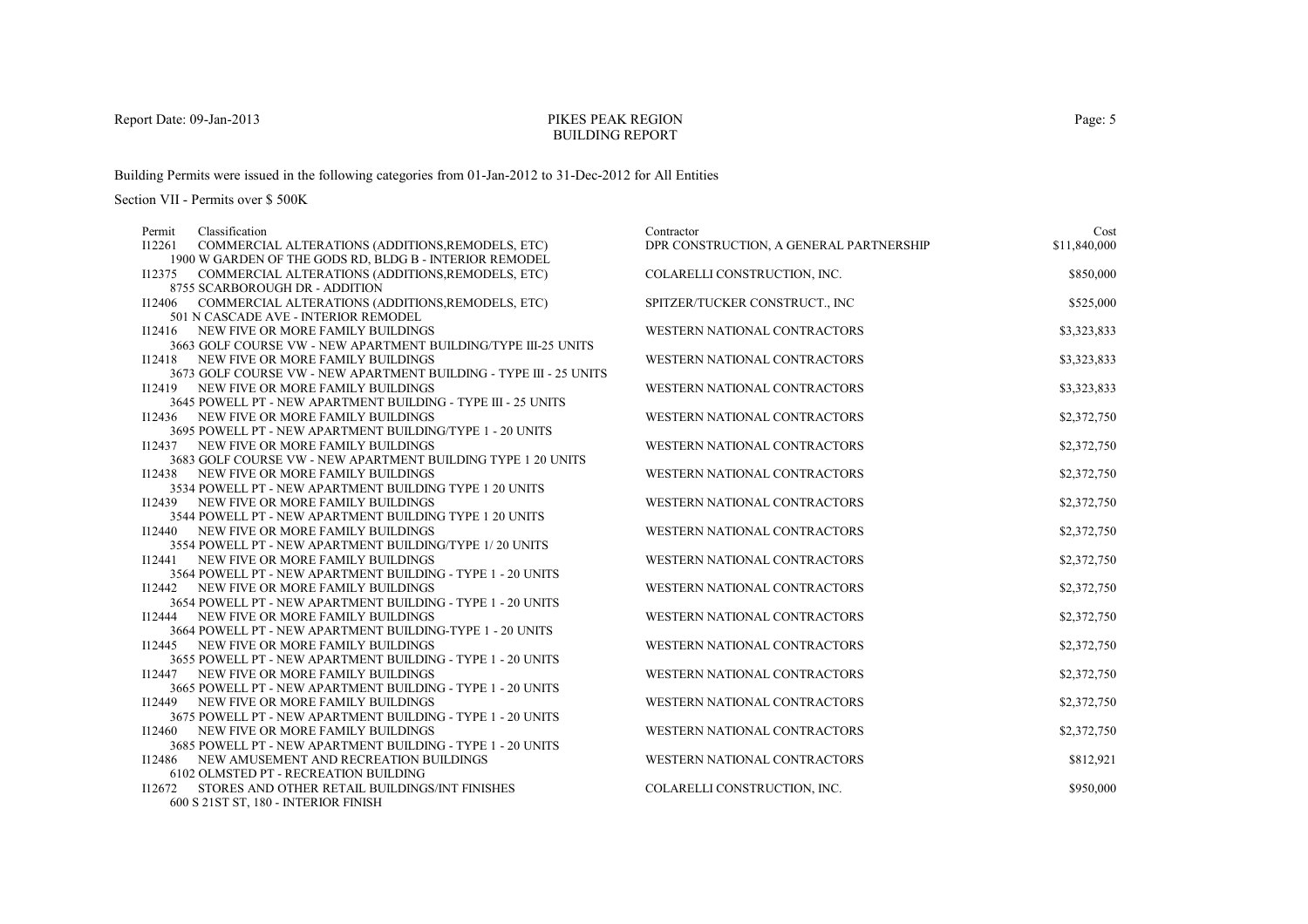# PIKES PEAK REGION
## BUILDING REPORT

Report Date: 09-Jan-2013

Building Permits were issued in the following categories from 01-Jan-2012 to 31-Dec-2012 for All Entities

Section VII - Permits over $ 500K

| Permit | Classification | Contractor | Cost |
|---|---|---|---|
| I12261 | COMMERCIAL ALTERATIONS (ADDITIONS,REMODELS, ETC)<br>1900 W GARDEN OF THE GODS RD, BLDG B - INTERIOR REMODEL | DPR CONSTRUCTION, A GENERAL PARTNERSHIP | $11,840,000 |
| I12375 | COMMERCIAL ALTERATIONS (ADDITIONS,REMODELS, ETC)<br>8755 SCARBOROUGH DR - ADDITION | COLARELLI CONSTRUCTION, INC. | $850,000 |
| I12406 | COMMERCIAL ALTERATIONS (ADDITIONS,REMODELS, ETC)<br>501 N CASCADE AVE - INTERIOR REMODEL | SPITZER/TUCKER CONSTRUCT., INC | $525,000 |
| I12416 | NEW FIVE OR MORE FAMILY BUILDINGS<br>3663 GOLF COURSE VW - NEW APARTMENT BUILDING/TYPE III-25 UNITS | WESTERN NATIONAL CONTRACTORS | $3,323,833 |
| I12418 | NEW FIVE OR MORE FAMILY BUILDINGS<br>3673 GOLF COURSE VW - NEW APARTMENT BUILDING - TYPE III - 25 UNITS | WESTERN NATIONAL CONTRACTORS | $3,323,833 |
| I12419 | NEW FIVE OR MORE FAMILY BUILDINGS<br>3645 POWELL PT - NEW APARTMENT BUILDING - TYPE III - 25 UNITS | WESTERN NATIONAL CONTRACTORS | $3,323,833 |
| I12436 | NEW FIVE OR MORE FAMILY BUILDINGS<br>3695 POWELL PT - NEW APARTMENT BUILDING/TYPE 1 - 20 UNITS | WESTERN NATIONAL CONTRACTORS | $2,372,750 |
| I12437 | NEW FIVE OR MORE FAMILY BUILDINGS<br>3683 GOLF COURSE VW - NEW APARTMENT BUILDING TYPE 1 20 UNITS | WESTERN NATIONAL CONTRACTORS | $2,372,750 |
| I12438 | NEW FIVE OR MORE FAMILY BUILDINGS<br>3534 POWELL PT - NEW APARTMENT BUILDING TYPE 1 20 UNITS | WESTERN NATIONAL CONTRACTORS | $2,372,750 |
| I12439 | NEW FIVE OR MORE FAMILY BUILDINGS<br>3544 POWELL PT - NEW APARTMENT BUILDING TYPE 1 20 UNITS | WESTERN NATIONAL CONTRACTORS | $2,372,750 |
| I12440 | NEW FIVE OR MORE FAMILY BUILDINGS<br>3554 POWELL PT - NEW APARTMENT BUILDING/TYPE 1/ 20 UNITS | WESTERN NATIONAL CONTRACTORS | $2,372,750 |
| I12441 | NEW FIVE OR MORE FAMILY BUILDINGS<br>3564 POWELL PT - NEW APARTMENT BUILDING - TYPE 1 - 20 UNITS | WESTERN NATIONAL CONTRACTORS | $2,372,750 |
| I12442 | NEW FIVE OR MORE FAMILY BUILDINGS<br>3654 POWELL PT - NEW APARTMENT BUILDING - TYPE 1 - 20 UNITS | WESTERN NATIONAL CONTRACTORS | $2,372,750 |
| I12444 | NEW FIVE OR MORE FAMILY BUILDINGS<br>3664 POWELL PT - NEW APARTMENT BUILDING-TYPE 1 - 20 UNITS | WESTERN NATIONAL CONTRACTORS | $2,372,750 |
| I12445 | NEW FIVE OR MORE FAMILY BUILDINGS<br>3655 POWELL PT - NEW APARTMENT BUILDING - TYPE 1 - 20 UNITS | WESTERN NATIONAL CONTRACTORS | $2,372,750 |
| I12447 | NEW FIVE OR MORE FAMILY BUILDINGS<br>3665 POWELL PT - NEW APARTMENT BUILDING - TYPE 1 - 20 UNITS | WESTERN NATIONAL CONTRACTORS | $2,372,750 |
| I12449 | NEW FIVE OR MORE FAMILY BUILDINGS<br>3675 POWELL PT - NEW APARTMENT BUILDING - TYPE 1 - 20 UNITS | WESTERN NATIONAL CONTRACTORS | $2,372,750 |
| I12460 | NEW FIVE OR MORE FAMILY BUILDINGS<br>3685 POWELL PT - NEW APARTMENT BUILDING - TYPE 1 - 20 UNITS | WESTERN NATIONAL CONTRACTORS | $2,372,750 |
| I12486 | NEW AMUSEMENT AND RECREATION BUILDINGS<br>6102 OLMSTED PT - RECREATION BUILDING | WESTERN NATIONAL CONTRACTORS | $812,921 |
| I12672 | STORES AND OTHER RETAIL BUILDINGS/INT FINISHES<br>600 S 21ST ST, 180 - INTERIOR FINISH | COLARELLI CONSTRUCTION, INC. | $950,000 |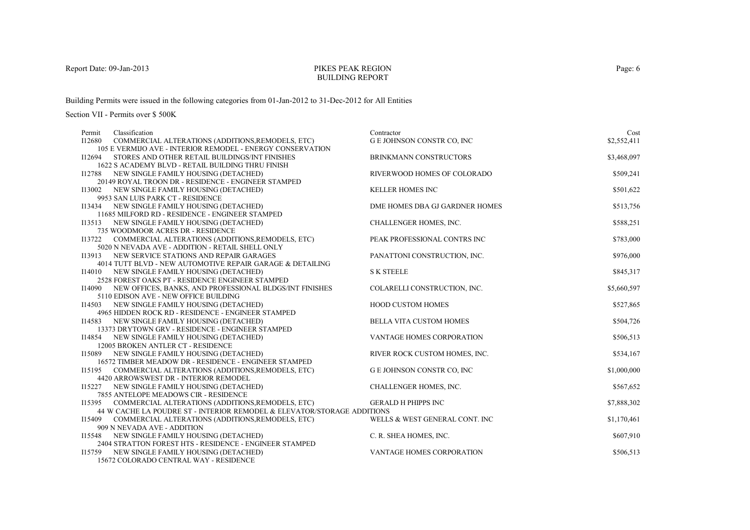PIKES PEAK REGION
BUILDING REPORT

Report Date: 09-Jan-2013

Building Permits were issued in the following categories from 01-Jan-2012 to 31-Dec-2012 for All Entities

Section VII - Permits over $ 500K

| Permit | Classification | Contractor | Cost |
|---|---|---|---|
| I12680 | COMMERCIAL ALTERATIONS (ADDITIONS,REMODELS, ETC)<br>105 E VERMIJO AVE - INTERIOR REMODEL - ENERGY CONSERVATION | G E JOHNSON CONSTR CO, INC | $2,552,411 |
| I12694 | STORES AND OTHER RETAIL BUILDINGS/INT FINISHES<br>1622 S ACADEMY BLVD - RETAIL BUILDING THRU FINISH | BRINKMANN CONSTRUCTORS | $3,468,097 |
| I12788 | NEW SINGLE FAMILY HOUSING (DETACHED)<br>20149 ROYAL TROON DR - RESIDENCE - ENGINEER STAMPED | RIVERWOOD HOMES OF COLORADO | $509,241 |
| I13002 | NEW SINGLE FAMILY HOUSING (DETACHED)<br>9953 SAN LUIS PARK CT - RESIDENCE | KELLER HOMES INC | $501,622 |
| I13434 | NEW SINGLE FAMILY HOUSING (DETACHED)<br>11685 MILFORD RD - RESIDENCE - ENGINEER STAMPED | DME HOMES DBA GJ GARDNER HOMES | $513,756 |
| I13513 | NEW SINGLE FAMILY HOUSING (DETACHED)<br>735 WOODMOOR ACRES DR - RESIDENCE | CHALLENGER HOMES, INC. | $588,251 |
| I13722 | COMMERCIAL ALTERATIONS (ADDITIONS,REMODELS, ETC)<br>5020 N NEVADA AVE - ADDITION - RETAIL SHELL ONLY | PEAK PROFESSIONAL CONTRS INC | $783,000 |
| I13913 | NEW SERVICE STATIONS AND REPAIR GARAGES<br>4014 TUTT BLVD - NEW AUTOMOTIVE REPAIR GARAGE & DETAILING | PANATTONI CONSTRUCTION, INC. | $976,000 |
| I14010 | NEW SINGLE FAMILY HOUSING (DETACHED)<br>2528 FOREST OAKS PT - RESIDENCE ENGINEER STAMPED | S K STEELE | $845,317 |
| I14090 | NEW OFFICES, BANKS, AND PROFESSIONAL BLDGS/INT FINISHES<br>5110 EDISON AVE - NEW OFFICE BUILDING | COLARELLI CONSTRUCTION, INC. | $5,660,597 |
| I14503 | NEW SINGLE FAMILY HOUSING (DETACHED)<br>4965 HIDDEN ROCK RD - RESIDENCE - ENGINEER STAMPED | HOOD CUSTOM HOMES | $527,865 |
| I14583 | NEW SINGLE FAMILY HOUSING (DETACHED)<br>13373 DRYTOWN GRV - RESIDENCE - ENGINEER STAMPED | BELLA VITA CUSTOM HOMES | $504,726 |
| I14854 | NEW SINGLE FAMILY HOUSING (DETACHED)<br>12005 BROKEN ANTLER CT - RESIDENCE | VANTAGE HOMES CORPORATION | $506,513 |
| I15089 | NEW SINGLE FAMILY HOUSING (DETACHED)<br>16572 TIMBER MEADOW DR - RESIDENCE - ENGINEER STAMPED | RIVER ROCK CUSTOM HOMES, INC. | $534,167 |
| I15195 | COMMERCIAL ALTERATIONS (ADDITIONS,REMODELS, ETC)<br>4420 ARROWSWEST DR - INTERIOR REMODEL | G E JOHNSON CONSTR CO, INC | $1,000,000 |
| I15227 | NEW SINGLE FAMILY HOUSING (DETACHED)<br>7855 ANTELOPE MEADOWS CIR - RESIDENCE | CHALLENGER HOMES, INC. | $567,652 |
| I15395 | COMMERCIAL ALTERATIONS (ADDITIONS,REMODELS, ETC)<br>44 W CACHE LA POUDRE ST - INTERIOR REMODEL & ELEVATOR/STORAGE ADDITIONS | GERALD H PHIPPS INC | $7,888,302 |
| I15409 | COMMERCIAL ALTERATIONS (ADDITIONS,REMODELS, ETC)<br>909 N NEVADA AVE - ADDITION | WELLS & WEST GENERAL CONT. INC | $1,170,461 |
| I15548 | NEW SINGLE FAMILY HOUSING (DETACHED)<br>2404 STRATTON FOREST HTS - RESIDENCE - ENGINEER STAMPED | C. R. SHEA HOMES, INC. | $607,910 |
| I15759 | NEW SINGLE FAMILY HOUSING (DETACHED)<br>15672 COLORADO CENTRAL WAY - RESIDENCE | VANTAGE HOMES CORPORATION | $506,513 |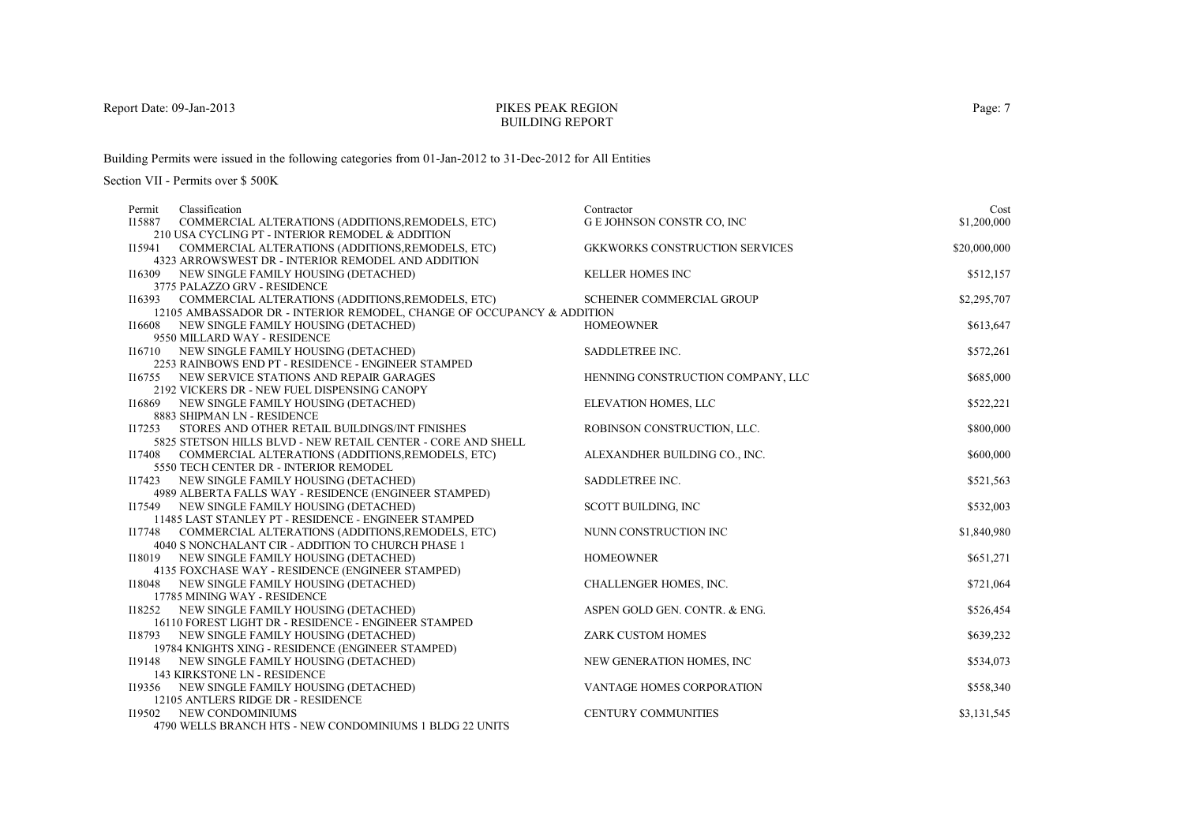Report Date: 09-Jan-2013

# PIKES PEAK REGION
## BUILDING REPORT

Building Permits were issued in the following categories from 01-Jan-2012 to 31-Dec-2012 for All Entities

Section VII - Permits over $ 500K

| Permit | Classification | Contractor | Cost |
|---|---|---|---|
| I15887 | COMMERCIAL ALTERATIONS (ADDITIONS,REMODELS, ETC)<br>210 USA CYCLING PT - INTERIOR REMODEL & ADDITION | G E JOHNSON CONSTR CO, INC | $1,200,000 |
| I15941 | COMMERCIAL ALTERATIONS (ADDITIONS,REMODELS, ETC)<br>4323 ARROWSWEST DR - INTERIOR REMODEL AND ADDITION | GKKWORKS CONSTRUCTION SERVICES | $20,000,000 |
| I16309 | NEW SINGLE FAMILY HOUSING (DETACHED)<br>3775 PALAZZO GRV - RESIDENCE | KELLER HOMES INC | $512,157 |
| I16393 | COMMERCIAL ALTERATIONS (ADDITIONS,REMODELS, ETC)<br>12105 AMBASSADOR DR - INTERIOR REMODEL, CHANGE OF OCCUPANCY & ADDITION | SCHEINER COMMERCIAL GROUP | $2,295,707 |
| I16608 | NEW SINGLE FAMILY HOUSING (DETACHED)<br>9550 MILLARD WAY - RESIDENCE | HOMEOWNER | $613,647 |
| I16710 | NEW SINGLE FAMILY HOUSING (DETACHED)<br>2253 RAINBOWS END PT - RESIDENCE - ENGINEER STAMPED | SADDLETREE INC. | $572,261 |
| I16755 | NEW SERVICE STATIONS AND REPAIR GARAGES<br>2192 VICKERS DR - NEW FUEL DISPENSING CANOPY | HENNING CONSTRUCTION COMPANY, LLC | $685,000 |
| I16869 | NEW SINGLE FAMILY HOUSING (DETACHED)<br>8883 SHIPMAN LN - RESIDENCE | ELEVATION HOMES, LLC | $522,221 |
| I17253 | STORES AND OTHER RETAIL BUILDINGS/INT FINISHES<br>5825 STETSON HILLS BLVD - NEW RETAIL CENTER - CORE AND SHELL | ROBINSON CONSTRUCTION, LLC. | $800,000 |
| I17408 | COMMERCIAL ALTERATIONS (ADDITIONS,REMODELS, ETC)<br>5550 TECH CENTER DR - INTERIOR REMODEL | ALEXANDHER BUILDING CO., INC. | $600,000 |
| I17423 | NEW SINGLE FAMILY HOUSING (DETACHED)<br>4989 ALBERTA FALLS WAY - RESIDENCE (ENGINEER STAMPED) | SADDLETREE INC. | $521,563 |
| I17549 | NEW SINGLE FAMILY HOUSING (DETACHED)<br>11485 LAST STANLEY PT - RESIDENCE - ENGINEER STAMPED | SCOTT BUILDING, INC | $532,003 |
| I17748 | COMMERCIAL ALTERATIONS (ADDITIONS,REMODELS, ETC)<br>4040 S NONCHALANT CIR - ADDITION TO CHURCH PHASE 1 | NUNN CONSTRUCTION INC | $1,840,980 |
| I18019 | NEW SINGLE FAMILY HOUSING (DETACHED)<br>4135 FOXCHASE WAY - RESIDENCE (ENGINEER STAMPED) | HOMEOWNER | $651,271 |
| I18048 | NEW SINGLE FAMILY HOUSING (DETACHED)<br>17785 MINING WAY - RESIDENCE | CHALLENGER HOMES, INC. | $721,064 |
| I18252 | NEW SINGLE FAMILY HOUSING (DETACHED)<br>16110 FOREST LIGHT DR - RESIDENCE - ENGINEER STAMPED | ASPEN GOLD GEN. CONTR. & ENG. | $526,454 |
| I18793 | NEW SINGLE FAMILY HOUSING (DETACHED)<br>19784 KNIGHTS XING - RESIDENCE (ENGINEER STAMPED) | ZARK CUSTOM HOMES | $639,232 |
| I19148 | NEW SINGLE FAMILY HOUSING (DETACHED)<br>143 KIRKSTONE LN - RESIDENCE | NEW GENERATION HOMES, INC | $534,073 |
| I19356 | NEW SINGLE FAMILY HOUSING (DETACHED)<br>12105 ANTLERS RIDGE DR - RESIDENCE | VANTAGE HOMES CORPORATION | $558,340 |
| I19502 | NEW CONDOMINIUMS<br>4790 WELLS BRANCH HTS - NEW CONDOMINIUMS 1 BLDG 22 UNITS | CENTURY COMMUNITIES | $3,131,545 |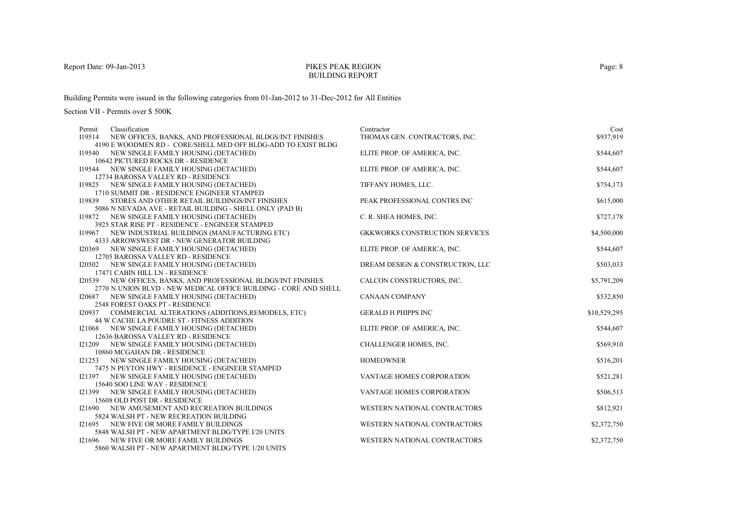Report Date: 09-Jan-2013

# PIKES PEAK REGION
## BUILDING REPORT

Building Permits were issued in the following categories from 01-Jan-2012 to 31-Dec-2012 for All Entities

Section VII - Permits over $ 500K

| Permit | Classification | Contractor | Cost |
|---|---|---|---|
| I19514 | NEW OFFICES, BANKS, AND PROFESSIONAL BLDGS/INT FINISHES<br>4190 E WOODMEN RD - CORE/SHELL MED OFF BLDG-ADD TO EXIST BLDG | THOMAS GEN. CONTRACTORS, INC. | $937,919 |
| I19540 | NEW SINGLE FAMILY HOUSING (DETACHED)<br>10642 PICTURED ROCKS DR - RESIDENCE | ELITE PROP. OF AMERICA, INC. | $544,607 |
| I19544 | NEW SINGLE FAMILY HOUSING (DETACHED)<br>12734 BAROSSA VALLEY RD - RESIDENCE | ELITE PROP. OF AMERICA, INC. | $544,607 |
| I19825 | NEW SINGLE FAMILY HOUSING (DETACHED)<br>1710 SUMMIT DR - RESIDENCE ENGINEER STAMPED | TIFFANY HOMES, LLC. | $754,173 |
| I19839 | STORES AND OTHER RETAIL BUILDINGS/INT FINISHES<br>5086 N NEVADA AVE - RETAIL BUILDING - SHELL ONLY (PAD B) | PEAK PROFESSIONAL CONTRS INC | $615,000 |
| I19872 | NEW SINGLE FAMILY HOUSING (DETACHED)<br>3925 STAR RISE PT - RESIDENCE - ENGINEER STAMPED | C. R. SHEA HOMES, INC. | $727,178 |
| I19967 | NEW INDUSTRIAL BUILDINGS (MANUFACTURING ETC)<br>4333 ARROWSWEST DR - NEW GENERATOR BUILDING | GKKWORKS CONSTRUCTION SERVICES | $4,500,000 |
| I20369 | NEW SINGLE FAMILY HOUSING (DETACHED)<br>12705 BAROSSA VALLEY RD - RESIDENCE | ELITE PROP. OF AMERICA, INC. | $544,607 |
| I20502 | NEW SINGLE FAMILY HOUSING (DETACHED)<br>17471 CABIN HILL LN - RESIDENCE | DREAM DESIGN & CONSTRUCTION, LLC | $503,033 |
| I20539 | NEW OFFICES, BANKS, AND PROFESSIONAL BLDGS/INT FINISHES<br>2770 N UNION BLVD - NEW MEDICAL OFFICE BUILDING - CORE AND SHELL | CALCON CONSTRUCTORS, INC. | $5,791,209 |
| I20687 | NEW SINGLE FAMILY HOUSING (DETACHED)<br>2548 FOREST OAKS PT - RESIDENCE | CANAAN COMPANY | $532,850 |
| I20937 | COMMERCIAL ALTERATIONS (ADDITIONS,REMODELS, ETC)<br>44 W CACHE LA POUDRE ST - FITNESS ADDITION | GERALD H PHIPPS INC | $10,529,295 |
| I21068 | NEW SINGLE FAMILY HOUSING (DETACHED)<br>12636 BAROSSA VALLEY RD - RESIDENCE | ELITE PROP. OF AMERICA, INC. | $544,607 |
| I21209 | NEW SINGLE FAMILY HOUSING (DETACHED)<br>10860 MCGAHAN DR - RESIDENCE | CHALLENGER HOMES, INC. | $569,910 |
| I21253 | NEW SINGLE FAMILY HOUSING (DETACHED)<br>7475 N PEYTON HWY - RESIDENCE - ENGINEER STAMPED | HOMEOWNER | $516,201 |
| I21397 | NEW SINGLE FAMILY HOUSING (DETACHED)<br>15640 SOO LINE WAY - RESIDENCE | VANTAGE HOMES CORPORATION | $521,281 |
| I21399 | NEW SINGLE FAMILY HOUSING (DETACHED)<br>15608 OLD POST DR - RESIDENCE | VANTAGE HOMES CORPORATION | $506,513 |
| I21690 | NEW AMUSEMENT AND RECREATION BUILDINGS<br>5824 WALSH PT - NEW RECREATION BUILDING | WESTERN NATIONAL CONTRACTORS | $812,921 |
| I21695 | NEW FIVE OR MORE FAMILY BUILDINGS<br>5848 WALSH PT - NEW APARTMENT BLDG/TYPE I/20 UNITS | WESTERN NATIONAL CONTRACTORS | $2,372,750 |
| I21696 | NEW FIVE OR MORE FAMILY BUILDINGS<br>5860 WALSH PT - NEW APARTMENT BLDG/TYPE 1/20 UNITS | WESTERN NATIONAL CONTRACTORS | $2,372,750 |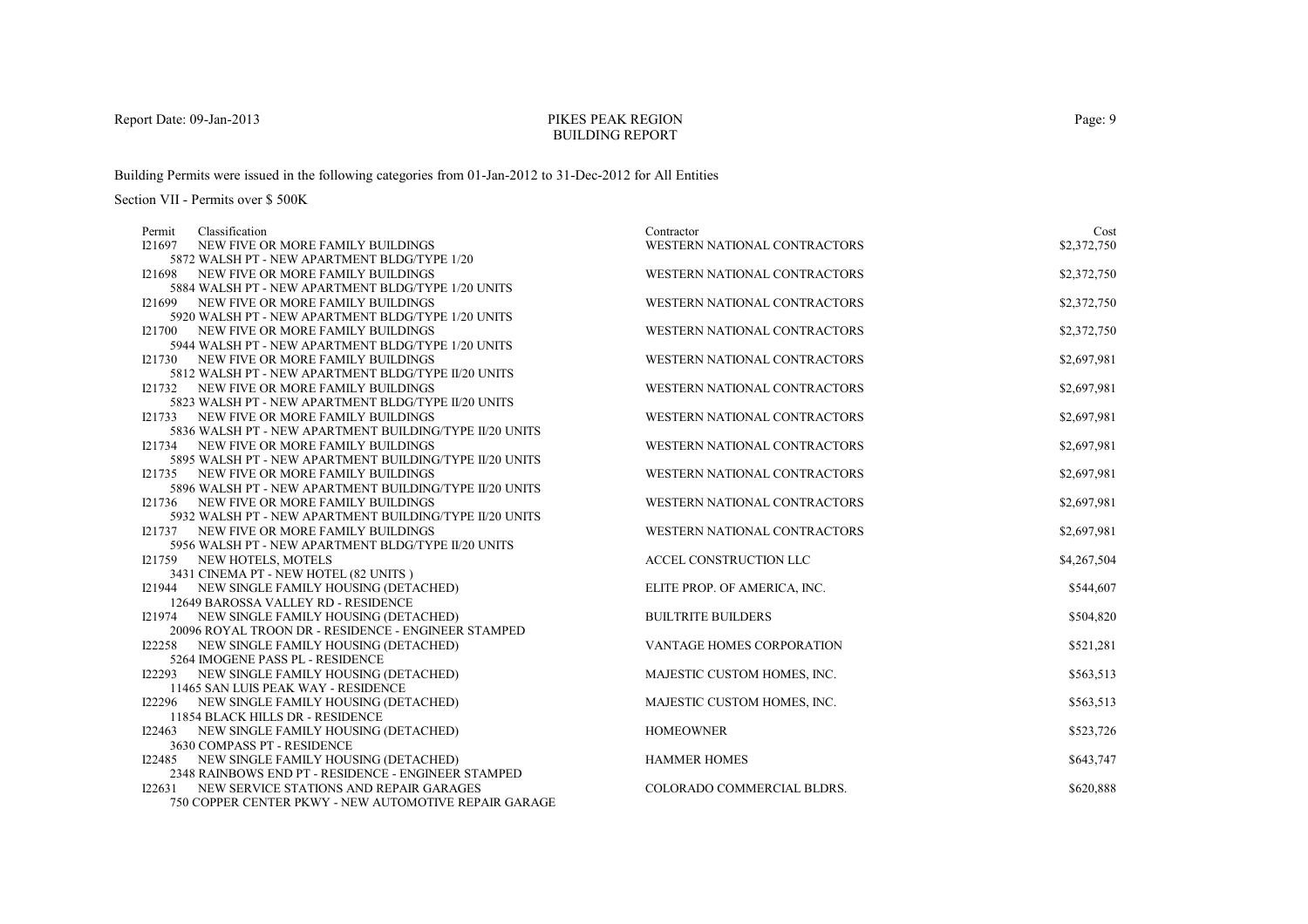Report Date: 09-Jan-2013

# PIKES PEAK REGION
## BUILDING REPORT

Building Permits were issued in the following categories from 01-Jan-2012 to 31-Dec-2012 for All Entities

Section VII - Permits over $ 500K

| Permit | Classification | Contractor | Cost |
|---|---|---|---|
| I21697 | NEW FIVE OR MORE FAMILY BUILDINGS<br>5872 WALSH PT - NEW APARTMENT BLDG/TYPE 1/20 | WESTERN NATIONAL CONTRACTORS | $2,372,750 |
| I21698 | NEW FIVE OR MORE FAMILY BUILDINGS<br>5884 WALSH PT - NEW APARTMENT BLDG/TYPE 1/20 UNITS | WESTERN NATIONAL CONTRACTORS | $2,372,750 |
| I21699 | NEW FIVE OR MORE FAMILY BUILDINGS<br>5920 WALSH PT - NEW APARTMENT BLDG/TYPE 1/20 UNITS | WESTERN NATIONAL CONTRACTORS | $2,372,750 |
| I21700 | NEW FIVE OR MORE FAMILY BUILDINGS<br>5944 WALSH PT - NEW APARTMENT BLDG/TYPE 1/20 UNITS | WESTERN NATIONAL CONTRACTORS | $2,372,750 |
| I21730 | NEW FIVE OR MORE FAMILY BUILDINGS<br>5812 WALSH PT - NEW APARTMENT BLDG/TYPE II/20 UNITS | WESTERN NATIONAL CONTRACTORS | $2,697,981 |
| I21732 | NEW FIVE OR MORE FAMILY BUILDINGS<br>5823 WALSH PT - NEW APARTMENT BLDG/TYPE II/20 UNITS | WESTERN NATIONAL CONTRACTORS | $2,697,981 |
| I21733 | NEW FIVE OR MORE FAMILY BUILDINGS<br>5836 WALSH PT - NEW APARTMENT BUILDING/TYPE II/20 UNITS | WESTERN NATIONAL CONTRACTORS | $2,697,981 |
| I21734 | NEW FIVE OR MORE FAMILY BUILDINGS<br>5895 WALSH PT - NEW APARTMENT BUILDING/TYPE II/20 UNITS | WESTERN NATIONAL CONTRACTORS | $2,697,981 |
| I21735 | NEW FIVE OR MORE FAMILY BUILDINGS<br>5896 WALSH PT - NEW APARTMENT BUILDING/TYPE II/20 UNITS | WESTERN NATIONAL CONTRACTORS | $2,697,981 |
| I21736 | NEW FIVE OR MORE FAMILY BUILDINGS<br>5932 WALSH PT - NEW APARTMENT BUILDING/TYPE II/20 UNITS | WESTERN NATIONAL CONTRACTORS | $2,697,981 |
| I21737 | NEW FIVE OR MORE FAMILY BUILDINGS<br>5956 WALSH PT - NEW APARTMENT BLDG/TYPE II/20 UNITS | WESTERN NATIONAL CONTRACTORS | $2,697,981 |
| I21759 | NEW HOTELS, MOTELS<br>3431 CINEMA PT - NEW HOTEL (82 UNITS ) | ACCEL CONSTRUCTION LLC | $4,267,504 |
| I21944 | NEW SINGLE FAMILY HOUSING (DETACHED)<br>12649 BAROSSA VALLEY RD - RESIDENCE | ELITE PROP. OF AMERICA, INC. | $544,607 |
| I21974 | NEW SINGLE FAMILY HOUSING (DETACHED)<br>20096 ROYAL TROON DR - RESIDENCE - ENGINEER STAMPED | BUILTRITE BUILDERS | $504,820 |
| I22258 | NEW SINGLE FAMILY HOUSING (DETACHED)<br>5264 IMOGENE PASS PL - RESIDENCE | VANTAGE HOMES CORPORATION | $521,281 |
| I22293 | NEW SINGLE FAMILY HOUSING (DETACHED)<br>11465 SAN LUIS PEAK WAY - RESIDENCE | MAJESTIC CUSTOM HOMES, INC. | $563,513 |
| I22296 | NEW SINGLE FAMILY HOUSING (DETACHED)<br>11854 BLACK HILLS DR - RESIDENCE | MAJESTIC CUSTOM HOMES, INC. | $563,513 |
| I22463 | NEW SINGLE FAMILY HOUSING (DETACHED)<br>3630 COMPASS PT - RESIDENCE | HOMEOWNER | $523,726 |
| I22485 | NEW SINGLE FAMILY HOUSING (DETACHED)<br>2348 RAINBOWS END PT - RESIDENCE - ENGINEER STAMPED | HAMMER HOMES | $643,747 |
| I22631 | NEW SERVICE STATIONS AND REPAIR GARAGES<br>750 COPPER CENTER PKWY - NEW AUTOMOTIVE REPAIR GARAGE | COLORADO COMMERCIAL BLDRS. | $620,888 |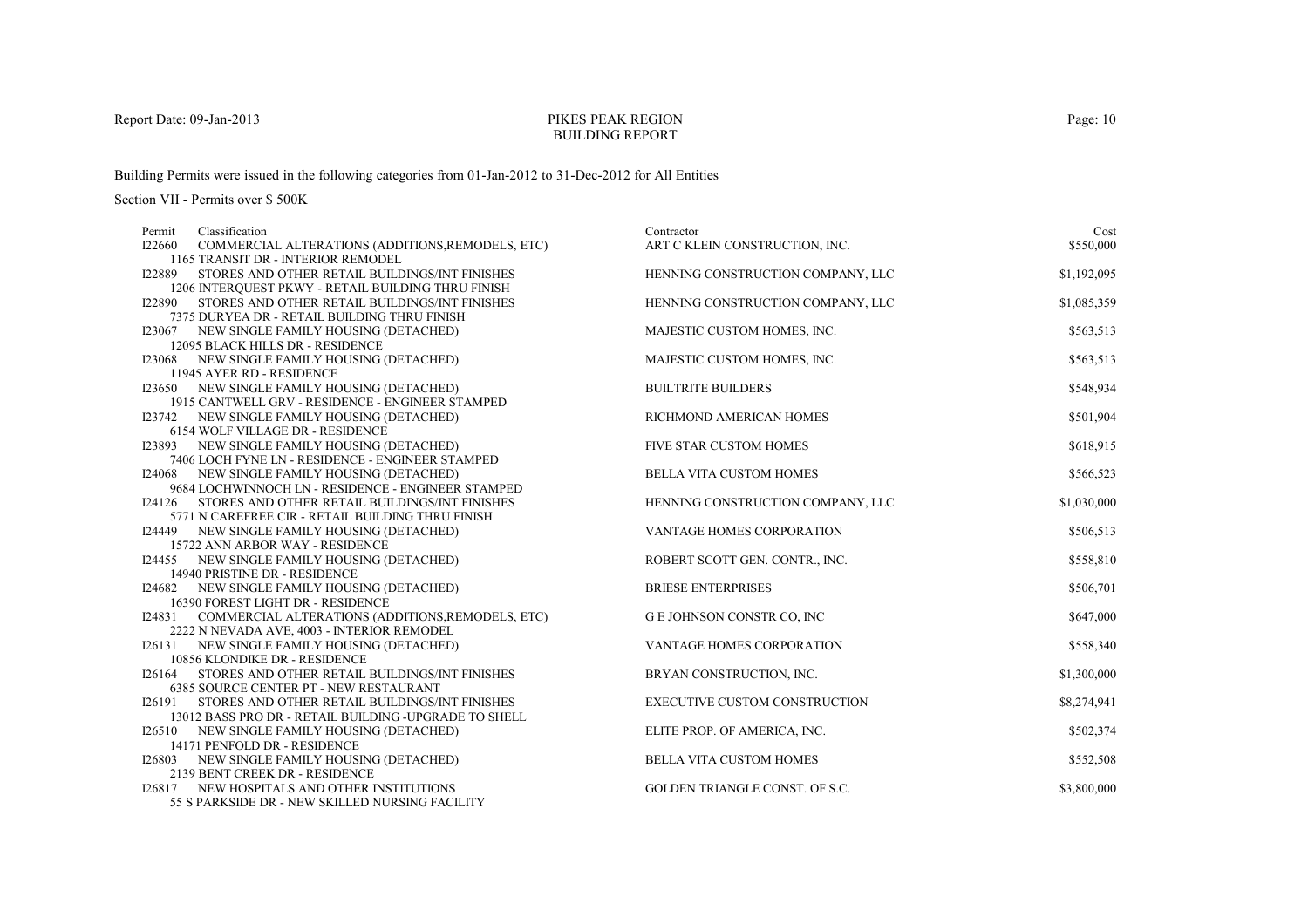Report Date: 09-Jan-2013

PIKES PEAK REGION
BUILDING REPORT

Building Permits were issued in the following categories from 01-Jan-2012 to 31-Dec-2012 for All Entities

Section VII - Permits over $ 500K

| Permit | Classification | Contractor | Cost |
|---|---|---|---|
| I22660 | COMMERCIAL ALTERATIONS (ADDITIONS,REMODELS, ETC)<br>1165 TRANSIT DR - INTERIOR REMODEL | ART C KLEIN CONSTRUCTION, INC. | $550,000 |
| I22889 | STORES AND OTHER RETAIL BUILDINGS/INT FINISHES<br>1206 INTERQUEST PKWY - RETAIL BUILDING THRU FINISH | HENNING CONSTRUCTION COMPANY, LLC | $1,192,095 |
| I22890 | STORES AND OTHER RETAIL BUILDINGS/INT FINISHES<br>7375 DURYEA DR - RETAIL BUILDING THRU FINISH | HENNING CONSTRUCTION COMPANY, LLC | $1,085,359 |
| I23067 | NEW SINGLE FAMILY HOUSING (DETACHED)<br>12095 BLACK HILLS DR - RESIDENCE | MAJESTIC CUSTOM HOMES, INC. | $563,513 |
| I23068 | NEW SINGLE FAMILY HOUSING (DETACHED)<br>11945 AYER RD - RESIDENCE | MAJESTIC CUSTOM HOMES, INC. | $563,513 |
| I23650 | NEW SINGLE FAMILY HOUSING (DETACHED)<br>1915 CANTWELL GRV - RESIDENCE - ENGINEER STAMPED | BUILTRITE BUILDERS | $548,934 |
| I23742 | NEW SINGLE FAMILY HOUSING (DETACHED)<br>6154 WOLF VILLAGE DR - RESIDENCE | RICHMOND AMERICAN HOMES | $501,904 |
| I23893 | NEW SINGLE FAMILY HOUSING (DETACHED)<br>7406 LOCH FYNE LN - RESIDENCE - ENGINEER STAMPED | FIVE STAR CUSTOM HOMES | $618,915 |
| I24068 | NEW SINGLE FAMILY HOUSING (DETACHED)<br>9684 LOCHWINNOCH LN - RESIDENCE - ENGINEER STAMPED | BELLA VITA CUSTOM HOMES | $566,523 |
| I24126 | STORES AND OTHER RETAIL BUILDINGS/INT FINISHES<br>5771 N CAREFREE CIR - RETAIL BUILDING THRU FINISH | HENNING CONSTRUCTION COMPANY, LLC | $1,030,000 |
| I24449 | NEW SINGLE FAMILY HOUSING (DETACHED)<br>15722 ANN ARBOR WAY - RESIDENCE | VANTAGE HOMES CORPORATION | $506,513 |
| I24455 | NEW SINGLE FAMILY HOUSING (DETACHED)<br>14940 PRISTINE DR - RESIDENCE | ROBERT SCOTT GEN. CONTR., INC. | $558,810 |
| I24682 | NEW SINGLE FAMILY HOUSING (DETACHED)<br>16390 FOREST LIGHT DR - RESIDENCE | BRIESE ENTERPRISES | $506,701 |
| I24831 | COMMERCIAL ALTERATIONS (ADDITIONS,REMODELS, ETC)<br>2222 N NEVADA AVE, 4003 - INTERIOR REMODEL | G E JOHNSON CONSTR CO, INC | $647,000 |
| I26131 | NEW SINGLE FAMILY HOUSING (DETACHED)<br>10856 KLONDIKE DR - RESIDENCE | VANTAGE HOMES CORPORATION | $558,340 |
| I26164 | STORES AND OTHER RETAIL BUILDINGS/INT FINISHES<br>6385 SOURCE CENTER PT - NEW RESTAURANT | BRYAN CONSTRUCTION, INC. | $1,300,000 |
| I26191 | STORES AND OTHER RETAIL BUILDINGS/INT FINISHES<br>13012 BASS PRO DR - RETAIL BUILDING -UPGRADE TO SHELL | EXECUTIVE CUSTOM CONSTRUCTION | $8,274,941 |
| I26510 | NEW SINGLE FAMILY HOUSING (DETACHED)<br>14171 PENFOLD DR - RESIDENCE | ELITE PROP. OF AMERICA, INC. | $502,374 |
| I26803 | NEW SINGLE FAMILY HOUSING (DETACHED)<br>2139 BENT CREEK DR - RESIDENCE | BELLA VITA CUSTOM HOMES | $552,508 |
| I26817 | NEW HOSPITALS AND OTHER INSTITUTIONS<br>55 S PARKSIDE DR - NEW SKILLED NURSING FACILITY | GOLDEN TRIANGLE CONST. OF S.C. | $3,800,000 |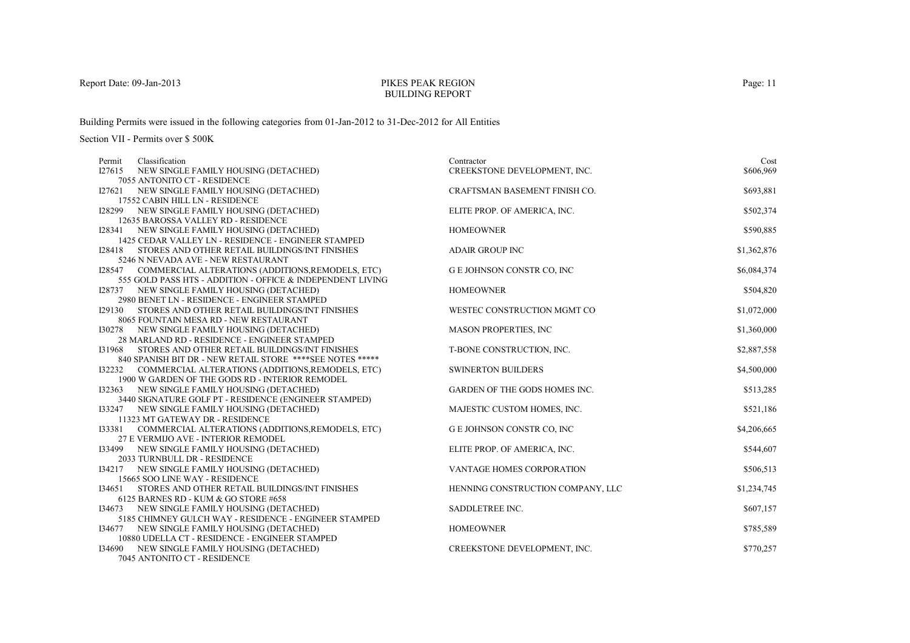Report Date: 09-Jan-2013

# PIKES PEAK REGION
## BUILDING REPORT

Building Permits were issued in the following categories from 01-Jan-2012 to 31-Dec-2012 for All Entities

Section VII - Permits over $ 500K

| Permit | Classification | Contractor | Cost |
|---|---|---|---|
| I27615 | NEW SINGLE FAMILY HOUSING (DETACHED)<br>7055 ANTONITO CT - RESIDENCE | CREEKSTONE DEVELOPMENT, INC. | $606,969 |
| I27621 | NEW SINGLE FAMILY HOUSING (DETACHED)<br>17552 CABIN HILL LN - RESIDENCE | CRAFTSMAN BASEMENT FINISH CO. | $693,881 |
| I28299 | NEW SINGLE FAMILY HOUSING (DETACHED)<br>12635 BAROSSA VALLEY RD - RESIDENCE | ELITE PROP. OF AMERICA, INC. | $502,374 |
| I28341 | NEW SINGLE FAMILY HOUSING (DETACHED)<br>1425 CEDAR VALLEY LN - RESIDENCE - ENGINEER STAMPED | HOMEOWNER | $590,885 |
| I28418 | STORES AND OTHER RETAIL BUILDINGS/INT FINISHES<br>5246 N NEVADA AVE - NEW RESTAURANT | ADAIR GROUP INC | $1,362,876 |
| I28547 | COMMERCIAL ALTERATIONS (ADDITIONS,REMODELS, ETC)<br>555 GOLD PASS HTS - ADDITION - OFFICE & INDEPENDENT LIVING | G E JOHNSON CONSTR CO, INC | $6,084,374 |
| I28737 | NEW SINGLE FAMILY HOUSING (DETACHED)<br>2980 BENET LN - RESIDENCE - ENGINEER STAMPED | HOMEOWNER | $504,820 |
| I29130 | STORES AND OTHER RETAIL BUILDINGS/INT FINISHES<br>8065 FOUNTAIN MESA RD - NEW RESTAURANT | WESTEC CONSTRUCTION MGMT CO | $1,072,000 |
| I30278 | NEW SINGLE FAMILY HOUSING (DETACHED)<br>28 MARLAND RD - RESIDENCE - ENGINEER STAMPED | MASON PROPERTIES, INC | $1,360,000 |
| I31968 | STORES AND OTHER RETAIL BUILDINGS/INT FINISHES<br>840 SPANISH BIT DR - NEW RETAIL STORE ****SEE NOTES ***** | T-BONE CONSTRUCTION, INC. | $2,887,558 |
| I32232 | COMMERCIAL ALTERATIONS (ADDITIONS,REMODELS, ETC)<br>1900 W GARDEN OF THE GODS RD - INTERIOR REMODEL | SWINERTON BUILDERS | $4,500,000 |
| I32363 | NEW SINGLE FAMILY HOUSING (DETACHED)<br>3440 SIGNATURE GOLF PT - RESIDENCE (ENGINEER STAMPED) | GARDEN OF THE GODS HOMES INC. | $513,285 |
| I33247 | NEW SINGLE FAMILY HOUSING (DETACHED)<br>11323 MT GATEWAY DR - RESIDENCE | MAJESTIC CUSTOM HOMES, INC. | $521,186 |
| I33381 | COMMERCIAL ALTERATIONS (ADDITIONS,REMODELS, ETC)<br>27 E VERMIJO AVE - INTERIOR REMODEL | G E JOHNSON CONSTR CO, INC | $4,206,665 |
| I33499 | NEW SINGLE FAMILY HOUSING (DETACHED)<br>2033 TURNBULL DR - RESIDENCE | ELITE PROP. OF AMERICA, INC. | $544,607 |
| I34217 | NEW SINGLE FAMILY HOUSING (DETACHED)<br>15665 SOO LINE WAY - RESIDENCE | VANTAGE HOMES CORPORATION | $506,513 |
| I34651 | STORES AND OTHER RETAIL BUILDINGS/INT FINISHES<br>6125 BARNES RD - KUM & GO STORE #658 | HENNING CONSTRUCTION COMPANY, LLC | $1,234,745 |
| I34673 | NEW SINGLE FAMILY HOUSING (DETACHED)<br>5185 CHIMNEY GULCH WAY - RESIDENCE - ENGINEER STAMPED | SADDLETREE INC. | $607,157 |
| I34677 | NEW SINGLE FAMILY HOUSING (DETACHED)<br>10880 UDELLA CT - RESIDENCE - ENGINEER STAMPED | HOMEOWNER | $785,589 |
| I34690 | NEW SINGLE FAMILY HOUSING (DETACHED)<br>7045 ANTONITO CT - RESIDENCE | CREEKSTONE DEVELOPMENT, INC. | $770,257 |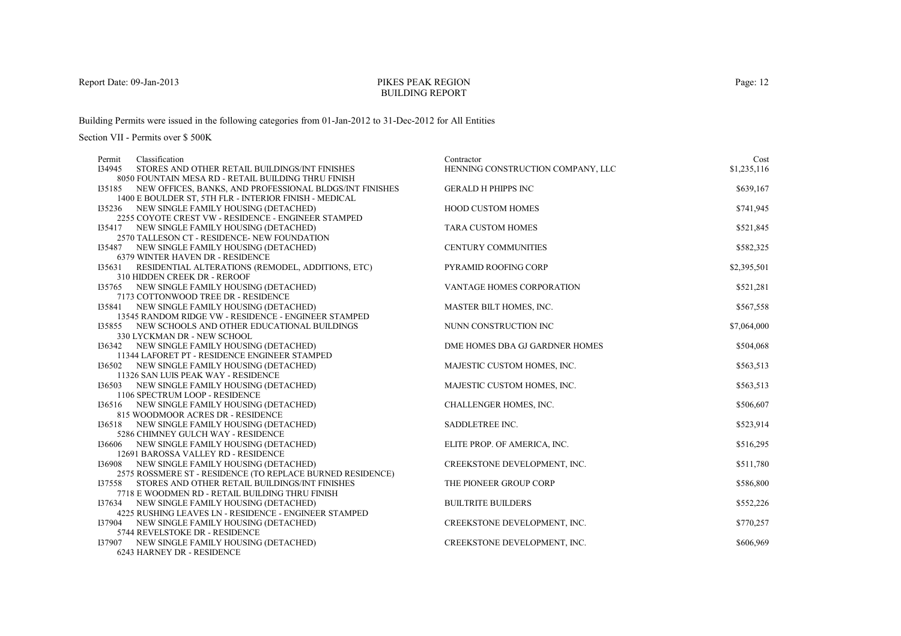Report Date: 09-Jan-2013

# PIKES PEAK REGION
## BUILDING REPORT

Building Permits were issued in the following categories from 01-Jan-2012 to 31-Dec-2012 for All Entities

Section VII - Permits over $ 500K

| Permit | Classification | Contractor | Cost |
|---|---|---|---|
| I34945 | STORES AND OTHER RETAIL BUILDINGS/INT FINISHES<br>8050 FOUNTAIN MESA RD - RETAIL BUILDING THRU FINISH | HENNING CONSTRUCTION COMPANY, LLC | $1,235,116 |
| I35185 | NEW OFFICES, BANKS, AND PROFESSIONAL BLDGS/INT FINISHES<br>1400 E BOULDER ST, 5TH FLR - INTERIOR FINISH - MEDICAL | GERALD H PHIPPS INC | $639,167 |
| I35236 | NEW SINGLE FAMILY HOUSING (DETACHED)<br>2255 COYOTE CREST VW - RESIDENCE - ENGINEER STAMPED | HOOD CUSTOM HOMES | $741,945 |
| I35417 | NEW SINGLE FAMILY HOUSING (DETACHED)<br>2570 TALLESON CT - RESIDENCE- NEW FOUNDATION | TARA CUSTOM HOMES | $521,845 |
| I35487 | NEW SINGLE FAMILY HOUSING (DETACHED)<br>6379 WINTER HAVEN DR - RESIDENCE | CENTURY COMMUNITIES | $582,325 |
| I35631 | RESIDENTIAL ALTERATIONS (REMODEL, ADDITIONS, ETC)<br>310 HIDDEN CREEK DR - REROOF | PYRAMID ROOFING CORP | $2,395,501 |
| I35765 | NEW SINGLE FAMILY HOUSING (DETACHED)<br>7173 COTTONWOOD TREE DR - RESIDENCE | VANTAGE HOMES CORPORATION | $521,281 |
| I35841 | NEW SINGLE FAMILY HOUSING (DETACHED)<br>13545 RANDOM RIDGE VW - RESIDENCE - ENGINEER STAMPED | MASTER BILT HOMES, INC. | $567,558 |
| I35855 | NEW SCHOOLS AND OTHER EDUCATIONAL BUILDINGS<br>330 LYCKMAN DR - NEW SCHOOL | NUNN CONSTRUCTION INC | $7,064,000 |
| I36342 | NEW SINGLE FAMILY HOUSING (DETACHED)<br>11344 LAFORET PT - RESIDENCE ENGINEER STAMPED | DME HOMES DBA GJ GARDNER HOMES | $504,068 |
| I36502 | NEW SINGLE FAMILY HOUSING (DETACHED)<br>11326 SAN LUIS PEAK WAY - RESIDENCE | MAJESTIC CUSTOM HOMES, INC. | $563,513 |
| I36503 | NEW SINGLE FAMILY HOUSING (DETACHED)<br>1106 SPECTRUM LOOP - RESIDENCE | MAJESTIC CUSTOM HOMES, INC. | $563,513 |
| I36516 | NEW SINGLE FAMILY HOUSING (DETACHED)<br>815 WOODMOOR ACRES DR - RESIDENCE | CHALLENGER HOMES, INC. | $506,607 |
| I36518 | NEW SINGLE FAMILY HOUSING (DETACHED)<br>5286 CHIMNEY GULCH WAY - RESIDENCE | SADDLETREE INC. | $523,914 |
| I36606 | NEW SINGLE FAMILY HOUSING (DETACHED)<br>12691 BAROSSA VALLEY RD - RESIDENCE | ELITE PROP. OF AMERICA, INC. | $516,295 |
| I36908 | NEW SINGLE FAMILY HOUSING (DETACHED)<br>2575 ROSSMERE ST - RESIDENCE (TO REPLACE BURNED RESIDENCE) | CREEKSTONE DEVELOPMENT, INC. | $511,780 |
| I37558 | STORES AND OTHER RETAIL BUILDINGS/INT FINISHES<br>7718 E WOODMEN RD - RETAIL BUILDING THRU FINISH | THE PIONEER GROUP CORP | $586,800 |
| I37634 | NEW SINGLE FAMILY HOUSING (DETACHED)<br>4225 RUSHING LEAVES LN - RESIDENCE - ENGINEER STAMPED | BUILTRITE BUILDERS | $552,226 |
| I37904 | NEW SINGLE FAMILY HOUSING (DETACHED)<br>5744 REVELSTOKE DR - RESIDENCE | CREEKSTONE DEVELOPMENT, INC. | $770,257 |
| I37907 | NEW SINGLE FAMILY HOUSING (DETACHED)<br>6243 HARNEY DR - RESIDENCE | CREEKSTONE DEVELOPMENT, INC. | $606,969 |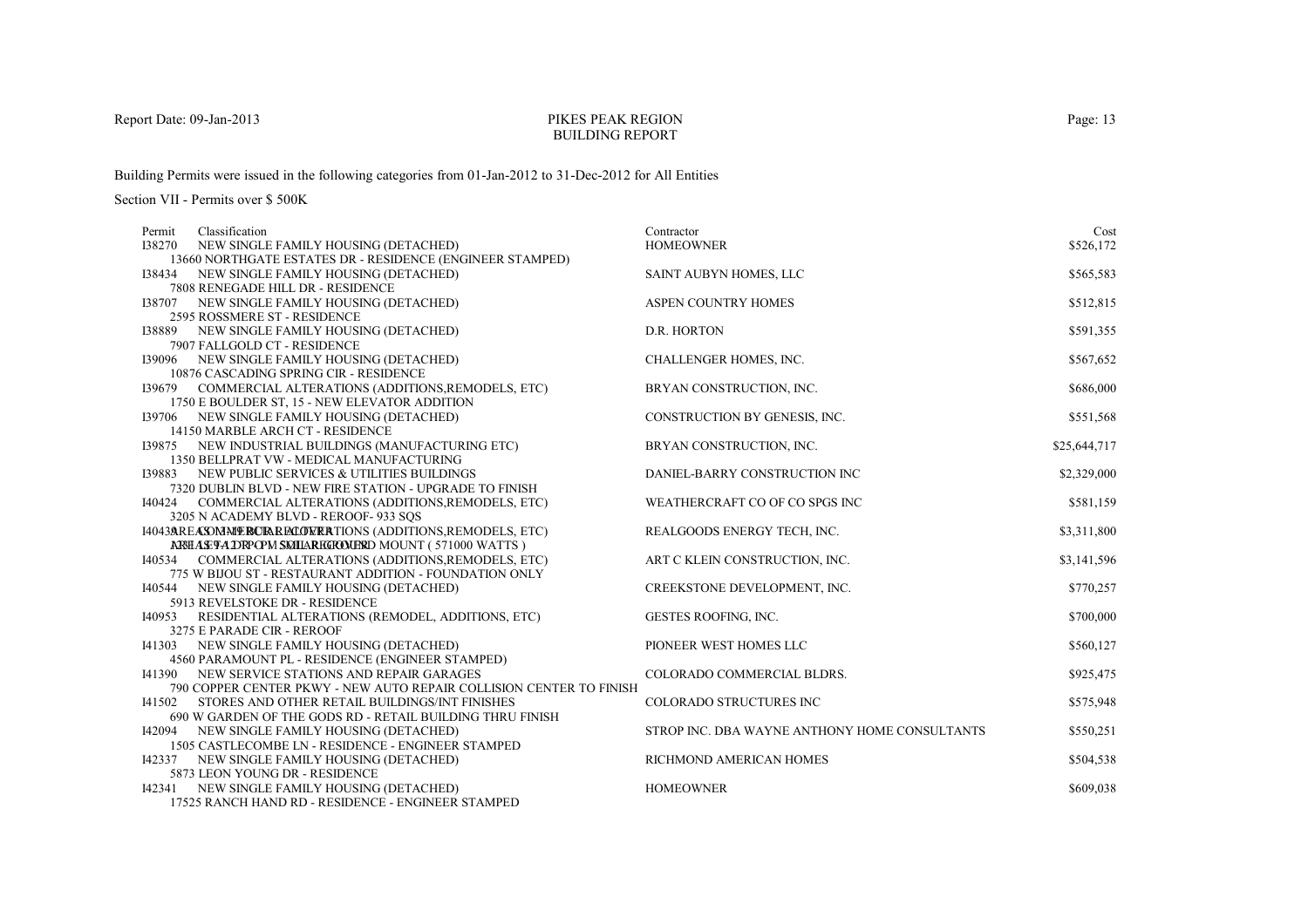Report Date: 09-Jan-2013

# PIKES PEAK REGION
## BUILDING REPORT

Building Permits were issued in the following categories from 01-Jan-2012 to 31-Dec-2012 for All Entities

Section VII - Permits over $ 500K

| Permit | Classification | Contractor | Cost |
|---|---|---|---|
| I38270 | NEW SINGLE FAMILY HOUSING (DETACHED)<br>13660 NORTHGATE ESTATES DR - RESIDENCE (ENGINEER STAMPED) | HOMEOWNER | $526,172 |
| I38434 | NEW SINGLE FAMILY HOUSING (DETACHED)<br>7808 RENEGADE HILL DR - RESIDENCE | SAINT AUBYN HOMES, LLC | $565,583 |
| I38707 | NEW SINGLE FAMILY HOUSING (DETACHED)<br>2595 ROSSMERE ST - RESIDENCE | ASPEN COUNTRY HOMES | $512,815 |
| I38889 | NEW SINGLE FAMILY HOUSING (DETACHED)<br>7907 FALLGOLD CT - RESIDENCE | D.R. HORTON | $591,355 |
| I39096 | NEW SINGLE FAMILY HOUSING (DETACHED)<br>10876 CASCADING SPRING CIR - RESIDENCE | CHALLENGER HOMES, INC. | $567,652 |
| I39679 | COMMERCIAL ALTERATIONS (ADDITIONS,REMODELS, ETC)<br>1750 E BOULDER ST, 15 - NEW ELEVATOR ADDITION | BRYAN CONSTRUCTION, INC. | $686,000 |
| I39706 | NEW SINGLE FAMILY HOUSING (DETACHED)<br>14150 MARBLE ARCH CT - RESIDENCE | CONSTRUCTION BY GENESIS, INC. | $551,568 |
| I39875 | NEW INDUSTRIAL BUILDINGS (MANUFACTURING ETC)<br>1350 BELLPRAT VW - MEDICAL MANUFACTURING | BRYAN CONSTRUCTION, INC. | $25,644,717 |
| I39883 | NEW PUBLIC SERVICES & UTILITIES BUILDINGS<br>7320 DUBLIN BLVD - NEW FIRE STATION - UPGRADE TO FINISH | DANIEL-BARRY CONSTRUCTION INC | $2,329,000 |
| I40424 | COMMERCIAL ALTERATIONS (ADDITIONS,REMODELS, ETC)<br>3205 N ACADEMY BLVD - REROOF- 933 SQS | WEATHERCRAFT CO OF CO SPGS INC | $581,159 |
| I40439 | COMMERCIAL ALTERATIONS (ADDITIONS,REMODELS, ETC)<br>AREAS 9-12 - 1 SOLAR GROUND MOUNT ( 571000 WATTS ) | REALGOODS ENERGY TECH, INC. | $3,311,800 |
| I40534 | COMMERCIAL ALTERATIONS (ADDITIONS,REMODELS, ETC)<br>775 W BIJOU ST - RESTAURANT ADDITION - FOUNDATION ONLY | ART C KLEIN CONSTRUCTION, INC. | $3,141,596 |
| I40544 | NEW SINGLE FAMILY HOUSING (DETACHED)<br>5913 REVELSTOKE DR - RESIDENCE | CREEKSTONE DEVELOPMENT, INC. | $770,257 |
| I40953 | RESIDENTIAL ALTERATIONS (REMODEL, ADDITIONS, ETC)<br>3275 E PARADE CIR - REROOF | GESTES ROOFING, INC. | $700,000 |
| I41303 | NEW SINGLE FAMILY HOUSING (DETACHED)<br>4560 PARAMOUNT PL - RESIDENCE (ENGINEER STAMPED) | PIONEER WEST HOMES LLC | $560,127 |
| I41390 | NEW SERVICE STATIONS AND REPAIR GARAGES<br>790 COPPER CENTER PKWY - NEW AUTO REPAIR COLLISION CENTER TO FINISH | COLORADO COMMERCIAL BLDRS. | $925,475 |
| I41502 | STORES AND OTHER RETAIL BUILDINGS/INT FINISHES<br>690 W GARDEN OF THE GODS RD - RETAIL BUILDING THRU FINISH | COLORADO STRUCTURES INC | $575,948 |
| I42094 | NEW SINGLE FAMILY HOUSING (DETACHED)<br>1505 CASTLECOMBE LN - RESIDENCE - ENGINEER STAMPED | STROP INC. DBA WAYNE ANTHONY HOME CONSULTANTS | $550,251 |
| I42337 | NEW SINGLE FAMILY HOUSING (DETACHED)<br>5873 LEON YOUNG DR - RESIDENCE | RICHMOND AMERICAN HOMES | $504,538 |
| I42341 | NEW SINGLE FAMILY HOUSING (DETACHED)<br>17525 RANCH HAND RD - RESIDENCE - ENGINEER STAMPED | HOMEOWNER | $609,038 |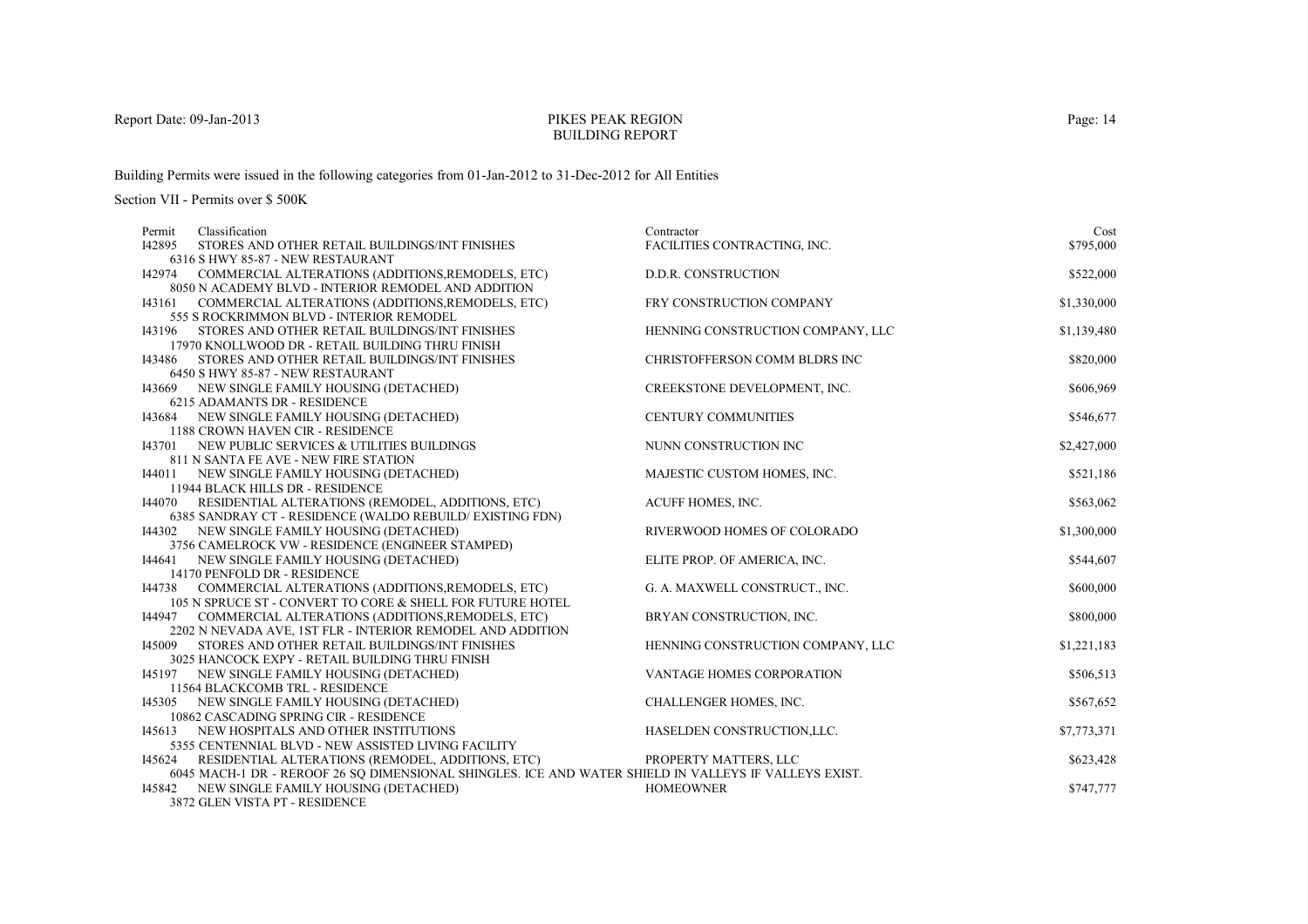Report Date: 09-Jan-2013

# PIKES PEAK REGION
## BUILDING REPORT

Building Permits were issued in the following categories from 01-Jan-2012 to 31-Dec-2012 for All Entities

Section VII - Permits over $ 500K

| Permit | Classification | Contractor | Cost |
|---|---|---|---|
| I42895 | STORES AND OTHER RETAIL BUILDINGS/INT FINISHES<br>6316 S HWY 85-87 - NEW RESTAURANT | FACILITIES CONTRACTING, INC. | $795,000 |
| I42974 | COMMERCIAL ALTERATIONS (ADDITIONS,REMODELS, ETC)<br>8050 N ACADEMY BLVD - INTERIOR REMODEL AND ADDITION | D.D.R. CONSTRUCTION | $522,000 |
| I43161 | COMMERCIAL ALTERATIONS (ADDITIONS,REMODELS, ETC)<br>555 S ROCKRIMMON BLVD - INTERIOR REMODEL | FRY CONSTRUCTION COMPANY | $1,330,000 |
| I43196 | STORES AND OTHER RETAIL BUILDINGS/INT FINISHES<br>17970 KNOLLWOOD DR - RETAIL BUILDING THRU FINISH | HENNING CONSTRUCTION COMPANY, LLC | $1,139,480 |
| I43486 | STORES AND OTHER RETAIL BUILDINGS/INT FINISHES<br>6450 S HWY 85-87 - NEW RESTAURANT | CHRISTOFFERSON COMM BLDRS INC | $820,000 |
| I43669 | NEW SINGLE FAMILY HOUSING (DETACHED)<br>6215 ADAMANTS DR - RESIDENCE | CREEKSTONE DEVELOPMENT, INC. | $606,969 |
| I43684 | NEW SINGLE FAMILY HOUSING (DETACHED)<br>1188 CROWN HAVEN CIR - RESIDENCE | CENTURY COMMUNITIES | $546,677 |
| I43701 | NEW PUBLIC SERVICES & UTILITIES BUILDINGS<br>811 N SANTA FE AVE - NEW FIRE STATION | NUNN CONSTRUCTION INC | $2,427,000 |
| I44011 | NEW SINGLE FAMILY HOUSING (DETACHED)<br>11944 BLACK HILLS DR - RESIDENCE | MAJESTIC CUSTOM HOMES, INC. | $521,186 |
| I44070 | RESIDENTIAL ALTERATIONS (REMODEL, ADDITIONS, ETC)<br>6385 SANDRAY CT - RESIDENCE (WALDO REBUILD/ EXISTING FDN) | ACUFF HOMES, INC. | $563,062 |
| I44302 | NEW SINGLE FAMILY HOUSING (DETACHED)<br>3756 CAMELROCK VW - RESIDENCE (ENGINEER STAMPED) | RIVERWOOD HOMES OF COLORADO | $1,300,000 |
| I44641 | NEW SINGLE FAMILY HOUSING (DETACHED)<br>14170 PENFOLD DR - RESIDENCE | ELITE PROP. OF AMERICA, INC. | $544,607 |
| I44738 | COMMERCIAL ALTERATIONS (ADDITIONS,REMODELS, ETC)<br>105 N SPRUCE ST - CONVERT TO CORE & SHELL FOR FUTURE HOTEL | G. A. MAXWELL CONSTRUCT., INC. | $600,000 |
| I44947 | COMMERCIAL ALTERATIONS (ADDITIONS,REMODELS, ETC)<br>2202 N NEVADA AVE, 1ST FLR - INTERIOR REMODEL AND ADDITION | BRYAN CONSTRUCTION, INC. | $800,000 |
| I45009 | STORES AND OTHER RETAIL BUILDINGS/INT FINISHES<br>3025 HANCOCK EXPY - RETAIL BUILDING THRU FINISH | HENNING CONSTRUCTION COMPANY, LLC | $1,221,183 |
| I45197 | NEW SINGLE FAMILY HOUSING (DETACHED)<br>11564 BLACKCOMB TRL - RESIDENCE | VANTAGE HOMES CORPORATION | $506,513 |
| I45305 | NEW SINGLE FAMILY HOUSING (DETACHED)<br>10862 CASCADING SPRING CIR - RESIDENCE | CHALLENGER HOMES, INC. | $567,652 |
| I45613 | NEW HOSPITALS AND OTHER INSTITUTIONS<br>5355 CENTENNIAL BLVD - NEW ASSISTED LIVING FACILITY | HASELDEN CONSTRUCTION,LLC. | $7,773,371 |
| I45624 | RESIDENTIAL ALTERATIONS (REMODEL, ADDITIONS, ETC)<br>6045 MACH-1 DR - REROOF 26 SQ DIMENSIONAL SHINGLES. ICE AND WATER SHIELD IN VALLEYS IF VALLEYS EXIST. | PROPERTY MATTERS, LLC | $623,428 |
| I45842 | NEW SINGLE FAMILY HOUSING (DETACHED)<br>3872 GLEN VISTA PT - RESIDENCE | HOMEOWNER | $747,777 |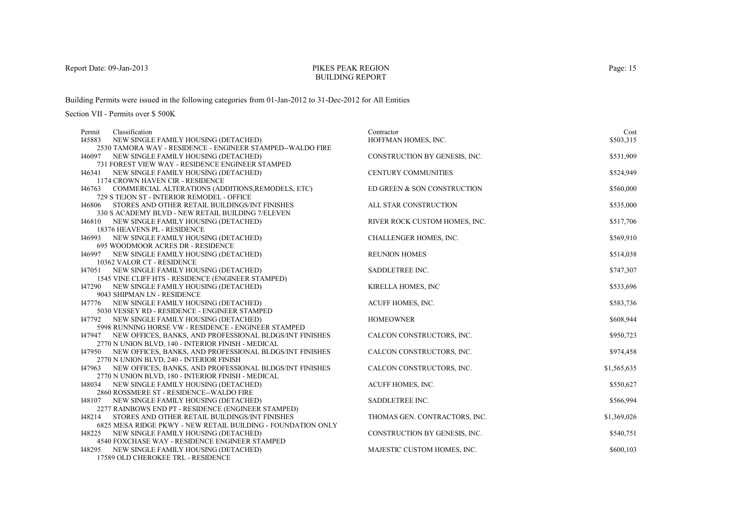Report Date: 09-Jan-2013

# PIKES PEAK REGION
## BUILDING REPORT

Building Permits were issued in the following categories from 01-Jan-2012 to 31-Dec-2012 for All Entities

Section VII - Permits over $ 500K

| Permit | Classification | Contractor | Cost |
|---|---|---|---|
| I45883 | NEW SINGLE FAMILY HOUSING (DETACHED)<br>2530 TAMORA WAY - RESIDENCE - ENGINEER STAMPED--WALDO FIRE | HOFFMAN HOMES, INC. | $503,315 |
| I46097 | NEW SINGLE FAMILY HOUSING (DETACHED)<br>731 FOREST VIEW WAY - RESIDENCE ENGINEER STAMPED | CONSTRUCTION BY GENESIS, INC. | $531,909 |
| I46341 | NEW SINGLE FAMILY HOUSING (DETACHED)<br>1174 CROWN HAVEN CIR - RESIDENCE | CENTURY COMMUNITIES | $524,949 |
| I46763 | COMMERCIAL ALTERATIONS (ADDITIONS,REMODELS, ETC)<br>729 S TEJON ST - INTERIOR REMODEL - OFFICE | ED GREEN & SON CONSTRUCTION | $560,000 |
| I46806 | STORES AND OTHER RETAIL BUILDINGS/INT FINISHES<br>330 S ACADEMY BLVD - NEW RETAIL BUILDING 7/ELEVEN | ALL STAR CONSTRUCTION | $535,000 |
| I46810 | NEW SINGLE FAMILY HOUSING (DETACHED)<br>18376 HEAVENS PL - RESIDENCE | RIVER ROCK CUSTOM HOMES, INC. | $517,706 |
| I46993 | NEW SINGLE FAMILY HOUSING (DETACHED)<br>695 WOODMOOR ACRES DR - RESIDENCE | CHALLENGER HOMES, INC. | $569,910 |
| I46997 | NEW SINGLE FAMILY HOUSING (DETACHED)<br>10362 VALOR CT - RESIDENCE | REUNION HOMES | $514,038 |
| I47051 | NEW SINGLE FAMILY HOUSING (DETACHED)<br>1545 VINE CLIFF HTS - RESIDENCE (ENGINEER STAMPED) | SADDLETREE INC. | $747,307 |
| I47290 | NEW SINGLE FAMILY HOUSING (DETACHED)<br>9043 SHIPMAN LN - RESIDENCE | KIRELLA HOMES, INC | $533,696 |
| I47776 | NEW SINGLE FAMILY HOUSING (DETACHED)<br>5030 VESSEY RD - RESIDENCE - ENGINEER STAMPED | ACUFF HOMES, INC. | $583,736 |
| I47792 | NEW SINGLE FAMILY HOUSING (DETACHED)<br>5998 RUNNING HORSE VW - RESIDENCE - ENGINEER STAMPED | HOMEOWNER | $608,944 |
| I47947 | NEW OFFICES, BANKS, AND PROFESSIONAL BLDGS/INT FINISHES<br>2770 N UNION BLVD, 140 - INTERIOR FINISH - MEDICAL | CALCON CONSTRUCTORS, INC. | $950,723 |
| I47950 | NEW OFFICES, BANKS, AND PROFESSIONAL BLDGS/INT FINISHES<br>2770 N UNION BLVD, 240 - INTERIOR FINISH | CALCON CONSTRUCTORS, INC. | $974,458 |
| I47963 | NEW OFFICES, BANKS, AND PROFESSIONAL BLDGS/INT FINISHES<br>2770 N UNION BLVD, 180 - INTERIOR FINISH - MEDICAL | CALCON CONSTRUCTORS, INC. | $1,565,635 |
| I48034 | NEW SINGLE FAMILY HOUSING (DETACHED)<br>2860 ROSSMERE ST - RESIDENCE--WALDO FIRE | ACUFF HOMES, INC. | $550,627 |
| I48107 | NEW SINGLE FAMILY HOUSING (DETACHED)<br>2277 RAINBOWS END PT - RESIDENCE (ENGINEER STAMPED) | SADDLETREE INC. | $566,994 |
| I48214 | STORES AND OTHER RETAIL BUILDINGS/INT FINISHES<br>6825 MESA RIDGE PKWY - NEW RETAIL BUILDING - FOUNDATION ONLY | THOMAS GEN. CONTRACTORS, INC. | $1,369,026 |
| I48225 | NEW SINGLE FAMILY HOUSING (DETACHED)<br>4540 FOXCHASE WAY - RESIDENCE ENGINEER STAMPED | CONSTRUCTION BY GENESIS, INC. | $540,751 |
| I48295 | NEW SINGLE FAMILY HOUSING (DETACHED)<br>17589 OLD CHEROKEE TRL - RESIDENCE | MAJESTIC CUSTOM HOMES, INC. | $600,103 |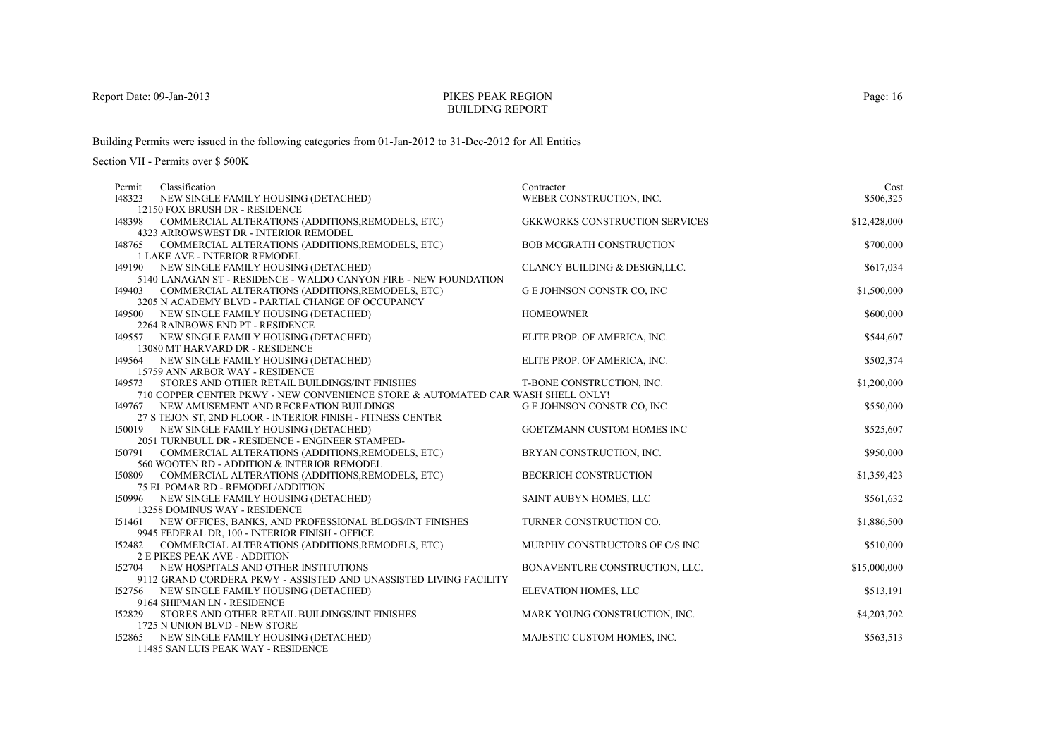Report Date: 09-Jan-2013

# PIKES PEAK REGION
## BUILDING REPORT

Building Permits were issued in the following categories from 01-Jan-2012 to 31-Dec-2012 for All Entities

Section VII - Permits over $ 500K

| Permit | Classification | Contractor | Cost |
|---|---|---|---|
| I48323 | NEW SINGLE FAMILY HOUSING (DETACHED)<br>12150 FOX BRUSH DR - RESIDENCE | WEBER CONSTRUCTION, INC. | $506,325 |
| I48398 | COMMERCIAL ALTERATIONS (ADDITIONS,REMODELS, ETC)<br>4323 ARROWSWEST DR - INTERIOR REMODEL | GKKWORKS CONSTRUCTION SERVICES | $12,428,000 |
| I48765 | COMMERCIAL ALTERATIONS (ADDITIONS,REMODELS, ETC)<br>1 LAKE AVE - INTERIOR REMODEL | BOB MCGRATH CONSTRUCTION | $700,000 |
| I49190 | NEW SINGLE FAMILY HOUSING (DETACHED)<br>5140 LANAGAN ST - RESIDENCE - WALDO CANYON FIRE - NEW FOUNDATION | CLANCY BUILDING & DESIGN,LLC. | $617,034 |
| I49403 | COMMERCIAL ALTERATIONS (ADDITIONS,REMODELS, ETC)<br>3205 N ACADEMY BLVD - PARTIAL CHANGE OF OCCUPANCY | G E JOHNSON CONSTR CO, INC | $1,500,000 |
| I49500 | NEW SINGLE FAMILY HOUSING (DETACHED)<br>2264 RAINBOWS END PT - RESIDENCE | HOMEOWNER | $600,000 |
| I49557 | NEW SINGLE FAMILY HOUSING (DETACHED)<br>13080 MT HARVARD DR - RESIDENCE | ELITE PROP. OF AMERICA, INC. | $544,607 |
| I49564 | NEW SINGLE FAMILY HOUSING (DETACHED)<br>15759 ANN ARBOR WAY - RESIDENCE | ELITE PROP. OF AMERICA, INC. | $502,374 |
| I49573 | STORES AND OTHER RETAIL BUILDINGS/INT FINISHES<br>710 COPPER CENTER PKWY - NEW CONVENIENCE STORE & AUTOMATED CAR WASH SHELL ONLY! | T-BONE CONSTRUCTION, INC. | $1,200,000 |
| I49767 | NEW AMUSEMENT AND RECREATION BUILDINGS<br>27 S TEJON ST, 2ND FLOOR - INTERIOR FINISH - FITNESS CENTER | G E JOHNSON CONSTR CO, INC | $550,000 |
| I50019 | NEW SINGLE FAMILY HOUSING (DETACHED)<br>2051 TURNBULL DR - RESIDENCE - ENGINEER STAMPED- | GOETZMANN CUSTOM HOMES INC | $525,607 |
| I50791 | COMMERCIAL ALTERATIONS (ADDITIONS,REMODELS, ETC)<br>560 WOOTEN RD - ADDITION & INTERIOR REMODEL | BRYAN CONSTRUCTION, INC. | $950,000 |
| I50809 | COMMERCIAL ALTERATIONS (ADDITIONS,REMODELS, ETC)<br>75 EL POMAR RD - REMODEL/ADDITION | BECKRICH CONSTRUCTION | $1,359,423 |
| I50996 | NEW SINGLE FAMILY HOUSING (DETACHED)<br>13258 DOMINUS WAY - RESIDENCE | SAINT AUBYN HOMES, LLC | $561,632 |
| I51461 | NEW OFFICES, BANKS, AND PROFESSIONAL BLDGS/INT FINISHES<br>9945 FEDERAL DR, 100 - INTERIOR FINISH - OFFICE | TURNER CONSTRUCTION CO. | $1,886,500 |
| I52482 | COMMERCIAL ALTERATIONS (ADDITIONS,REMODELS, ETC)<br>2 E PIKES PEAK AVE - ADDITION | MURPHY CONSTRUCTORS OF C/S INC | $510,000 |
| I52704 | NEW HOSPITALS AND OTHER INSTITUTIONS<br>9112 GRAND CORDERA PKWY - ASSISTED AND UNASSISTED LIVING FACILITY | BONAVENTURE CONSTRUCTION, LLC. | $15,000,000 |
| I52756 | NEW SINGLE FAMILY HOUSING (DETACHED)<br>9164 SHIPMAN LN - RESIDENCE | ELEVATION HOMES, LLC | $513,191 |
| I52829 | STORES AND OTHER RETAIL BUILDINGS/INT FINISHES<br>1725 N UNION BLVD - NEW STORE | MARK YOUNG CONSTRUCTION, INC. | $4,203,702 |
| I52865 | NEW SINGLE FAMILY HOUSING (DETACHED)<br>11485 SAN LUIS PEAK WAY - RESIDENCE | MAJESTIC CUSTOM HOMES, INC. | $563,513 |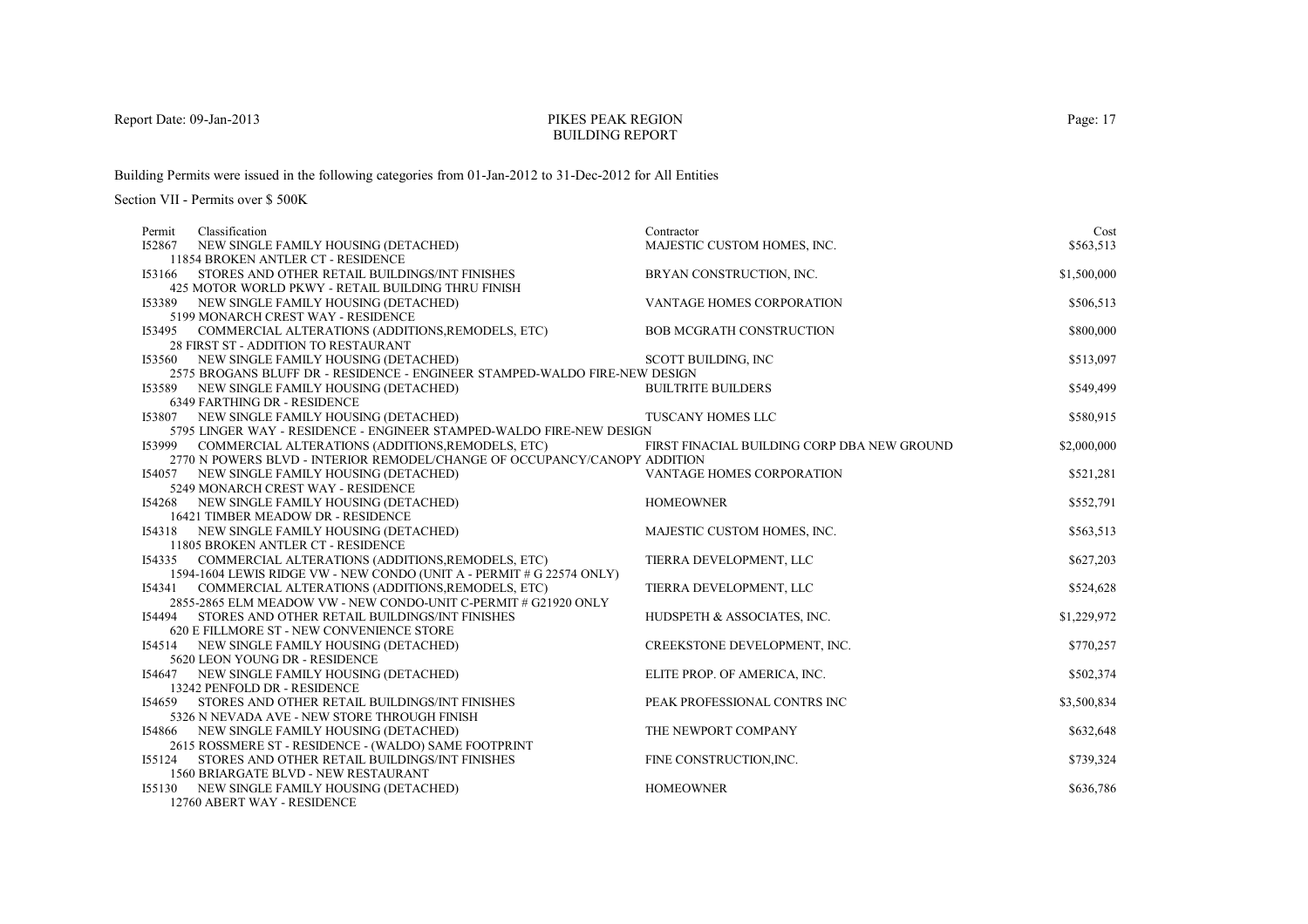Report Date: 09-Jan-2013

PIKES PEAK REGION
BUILDING REPORT

Building Permits were issued in the following categories from 01-Jan-2012 to 31-Dec-2012 for All Entities

Section VII - Permits over $ 500K

| Permit | Classification | Contractor | Cost |
|---|---|---|---|
| I52867 | NEW SINGLE FAMILY HOUSING (DETACHED)<br>11854 BROKEN ANTLER CT - RESIDENCE | MAJESTIC CUSTOM HOMES, INC. | $563,513 |
| I53166 | STORES AND OTHER RETAIL BUILDINGS/INT FINISHES<br>425 MOTOR WORLD PKWY - RETAIL BUILDING THRU FINISH | BRYAN CONSTRUCTION, INC. | $1,500,000 |
| I53389 | NEW SINGLE FAMILY HOUSING (DETACHED)<br>5199 MONARCH CREST WAY - RESIDENCE | VANTAGE HOMES CORPORATION | $506,513 |
| I53495 | COMMERCIAL ALTERATIONS (ADDITIONS,REMODELS, ETC)<br>28 FIRST ST - ADDITION TO RESTAURANT | BOB MCGRATH CONSTRUCTION | $800,000 |
| I53560 | NEW SINGLE FAMILY HOUSING (DETACHED)<br>2575 BROGANS BLUFF DR - RESIDENCE - ENGINEER STAMPED-WALDO FIRE-NEW DESIGN | SCOTT BUILDING, INC | $513,097 |
| I53589 | NEW SINGLE FAMILY HOUSING (DETACHED)<br>6349 FARTHING DR - RESIDENCE | BUILTRITE BUILDERS | $549,499 |
| I53807 | NEW SINGLE FAMILY HOUSING (DETACHED)<br>5795 LINGER WAY - RESIDENCE - ENGINEER STAMPED-WALDO FIRE-NEW DESIGN | TUSCANY HOMES LLC | $580,915 |
| I53999 | COMMERCIAL ALTERATIONS (ADDITIONS,REMODELS, ETC)<br>2770 N POWERS BLVD - INTERIOR REMODEL/CHANGE OF OCCUPANCY/CANOPY ADDITION | FIRST FINACIAL BUILDING CORP DBA NEW GROUND | $2,000,000 |
| I54057 | NEW SINGLE FAMILY HOUSING (DETACHED)<br>5249 MONARCH CREST WAY - RESIDENCE | VANTAGE HOMES CORPORATION | $521,281 |
| I54268 | NEW SINGLE FAMILY HOUSING (DETACHED)<br>16421 TIMBER MEADOW DR - RESIDENCE | HOMEOWNER | $552,791 |
| I54318 | NEW SINGLE FAMILY HOUSING (DETACHED)<br>11805 BROKEN ANTLER CT - RESIDENCE | MAJESTIC CUSTOM HOMES, INC. | $563,513 |
| I54335 | COMMERCIAL ALTERATIONS (ADDITIONS,REMODELS, ETC)<br>1594-1604 LEWIS RIDGE VW - NEW CONDO (UNIT A - PERMIT # G 22574 ONLY) | TIERRA DEVELOPMENT, LLC | $627,203 |
| I54341 | COMMERCIAL ALTERATIONS (ADDITIONS,REMODELS, ETC)<br>2855-2865 ELM MEADOW VW - NEW CONDO-UNIT C-PERMIT # G21920 ONLY | TIERRA DEVELOPMENT, LLC | $524,628 |
| I54494 | STORES AND OTHER RETAIL BUILDINGS/INT FINISHES<br>620 E FILLMORE ST - NEW CONVENIENCE STORE | HUDSPETH & ASSOCIATES, INC. | $1,229,972 |
| I54514 | NEW SINGLE FAMILY HOUSING (DETACHED)<br>5620 LEON YOUNG DR - RESIDENCE | CREEKSTONE DEVELOPMENT, INC. | $770,257 |
| I54647 | NEW SINGLE FAMILY HOUSING (DETACHED)<br>13242 PENFOLD DR - RESIDENCE | ELITE PROP. OF AMERICA, INC. | $502,374 |
| I54659 | STORES AND OTHER RETAIL BUILDINGS/INT FINISHES<br>5326 N NEVADA AVE - NEW STORE THROUGH FINISH | PEAK PROFESSIONAL CONTRS INC | $3,500,834 |
| I54866 | NEW SINGLE FAMILY HOUSING (DETACHED)<br>2615 ROSSMERE ST - RESIDENCE - (WALDO) SAME FOOTPRINT | THE NEWPORT COMPANY | $632,648 |
| I55124 | STORES AND OTHER RETAIL BUILDINGS/INT FINISHES<br>1560 BRIARGATE BLVD - NEW RESTAURANT | FINE CONSTRUCTION,INC. | $739,324 |
| I55130 | NEW SINGLE FAMILY HOUSING (DETACHED)<br>12760 ABERT WAY - RESIDENCE | HOMEOWNER | $636,786 |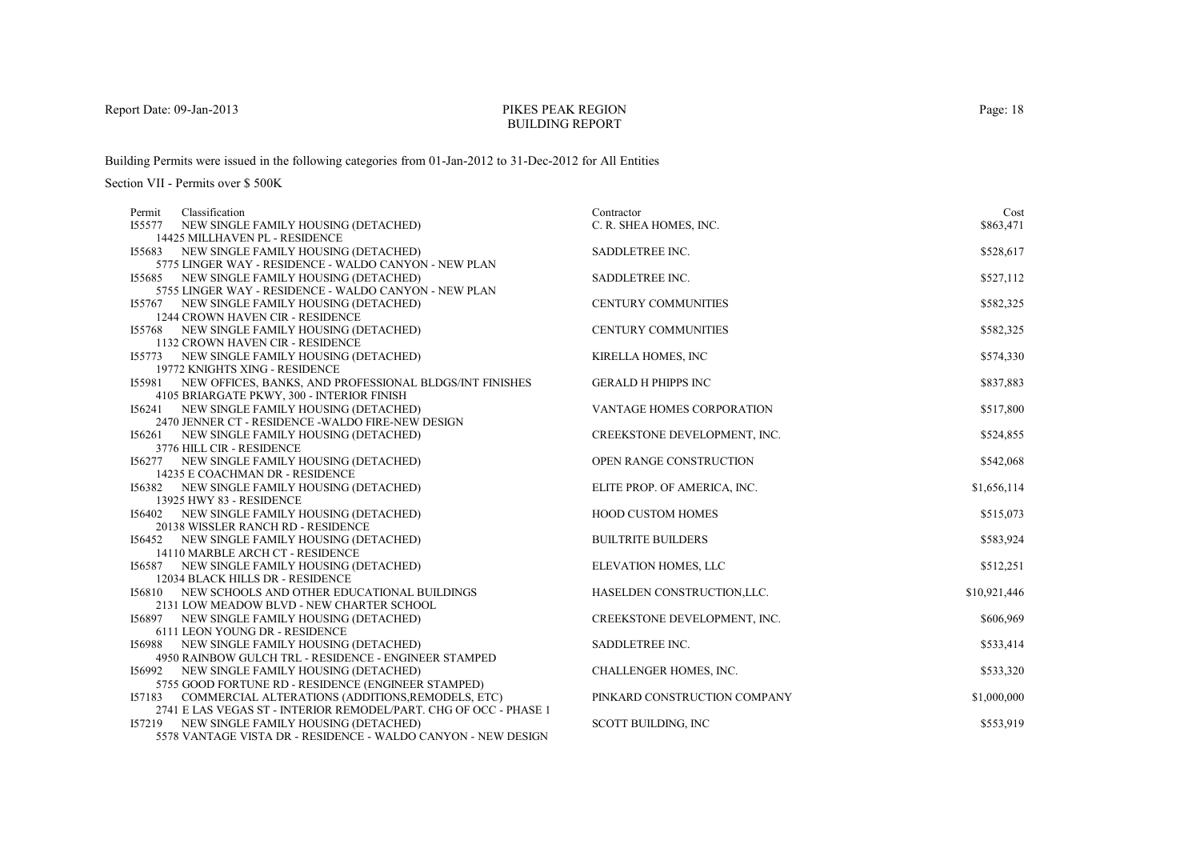# PIKES PEAK REGION
## BUILDING REPORT

Building Permits were issued in the following categories from 01-Jan-2012 to 31-Dec-2012 for All Entities

Section VII - Permits over $ 500K

| Permit | Classification | Contractor | Cost |
|---|---|---|---|
| I55577 | NEW SINGLE FAMILY HOUSING (DETACHED)<br>14425 MILLHAVEN PL - RESIDENCE | C. R. SHEA HOMES, INC. | $863,471 |
| I55683 | NEW SINGLE FAMILY HOUSING (DETACHED)<br>5775 LINGER WAY - RESIDENCE - WALDO CANYON - NEW PLAN | SADDLETREE INC. | $528,617 |
| I55685 | NEW SINGLE FAMILY HOUSING (DETACHED)<br>5755 LINGER WAY - RESIDENCE - WALDO CANYON - NEW PLAN | SADDLETREE INC. | $527,112 |
| I55767 | NEW SINGLE FAMILY HOUSING (DETACHED)<br>1244 CROWN HAVEN CIR - RESIDENCE | CENTURY COMMUNITIES | $582,325 |
| I55768 | NEW SINGLE FAMILY HOUSING (DETACHED)<br>1132 CROWN HAVEN CIR - RESIDENCE | CENTURY COMMUNITIES | $582,325 |
| I55773 | NEW SINGLE FAMILY HOUSING (DETACHED)<br>19772 KNIGHTS XING - RESIDENCE | KIRELLA HOMES, INC | $574,330 |
| I55981 | NEW OFFICES, BANKS, AND PROFESSIONAL BLDGS/INT FINISHES<br>4105 BRIARGATE PKWY, 300 - INTERIOR FINISH | GERALD H PHIPPS INC | $837,883 |
| I56241 | NEW SINGLE FAMILY HOUSING (DETACHED)<br>2470 JENNER CT - RESIDENCE -WALDO FIRE-NEW DESIGN | VANTAGE HOMES CORPORATION | $517,800 |
| I56261 | NEW SINGLE FAMILY HOUSING (DETACHED)<br>3776 HILL CIR - RESIDENCE | CREEKSTONE DEVELOPMENT, INC. | $524,855 |
| I56277 | NEW SINGLE FAMILY HOUSING (DETACHED)<br>14235 E COACHMAN DR - RESIDENCE | OPEN RANGE CONSTRUCTION | $542,068 |
| I56382 | NEW SINGLE FAMILY HOUSING (DETACHED)<br>13925 HWY 83 - RESIDENCE | ELITE PROP. OF AMERICA, INC. | $1,656,114 |
| I56402 | NEW SINGLE FAMILY HOUSING (DETACHED)<br>20138 WISSLER RANCH RD - RESIDENCE | HOOD CUSTOM HOMES | $515,073 |
| I56452 | NEW SINGLE FAMILY HOUSING (DETACHED)<br>14110 MARBLE ARCH CT - RESIDENCE | BUILTRITE BUILDERS | $583,924 |
| I56587 | NEW SINGLE FAMILY HOUSING (DETACHED)<br>12034 BLACK HILLS DR - RESIDENCE | ELEVATION HOMES, LLC | $512,251 |
| I56810 | NEW SCHOOLS AND OTHER EDUCATIONAL BUILDINGS<br>2131 LOW MEADOW BLVD - NEW CHARTER SCHOOL | HASELDEN CONSTRUCTION,LLC. | $10,921,446 |
| I56897 | NEW SINGLE FAMILY HOUSING (DETACHED)<br>6111 LEON YOUNG DR - RESIDENCE | CREEKSTONE DEVELOPMENT, INC. | $606,969 |
| I56988 | NEW SINGLE FAMILY HOUSING (DETACHED)<br>4950 RAINBOW GULCH TRL - RESIDENCE - ENGINEER STAMPED | SADDLETREE INC. | $533,414 |
| I56992 | NEW SINGLE FAMILY HOUSING (DETACHED)<br>5755 GOOD FORTUNE RD - RESIDENCE (ENGINEER STAMPED) | CHALLENGER HOMES, INC. | $533,320 |
| I57183 | COMMERCIAL ALTERATIONS (ADDITIONS,REMODELS, ETC)<br>2741 E LAS VEGAS ST - INTERIOR REMODEL/PART. CHG OF OCC - PHASE 1 | PINKARD CONSTRUCTION COMPANY | $1,000,000 |
| I57219 | NEW SINGLE FAMILY HOUSING (DETACHED)<br>5578 VANTAGE VISTA DR - RESIDENCE - WALDO CANYON - NEW DESIGN | SCOTT BUILDING, INC | $553,919 |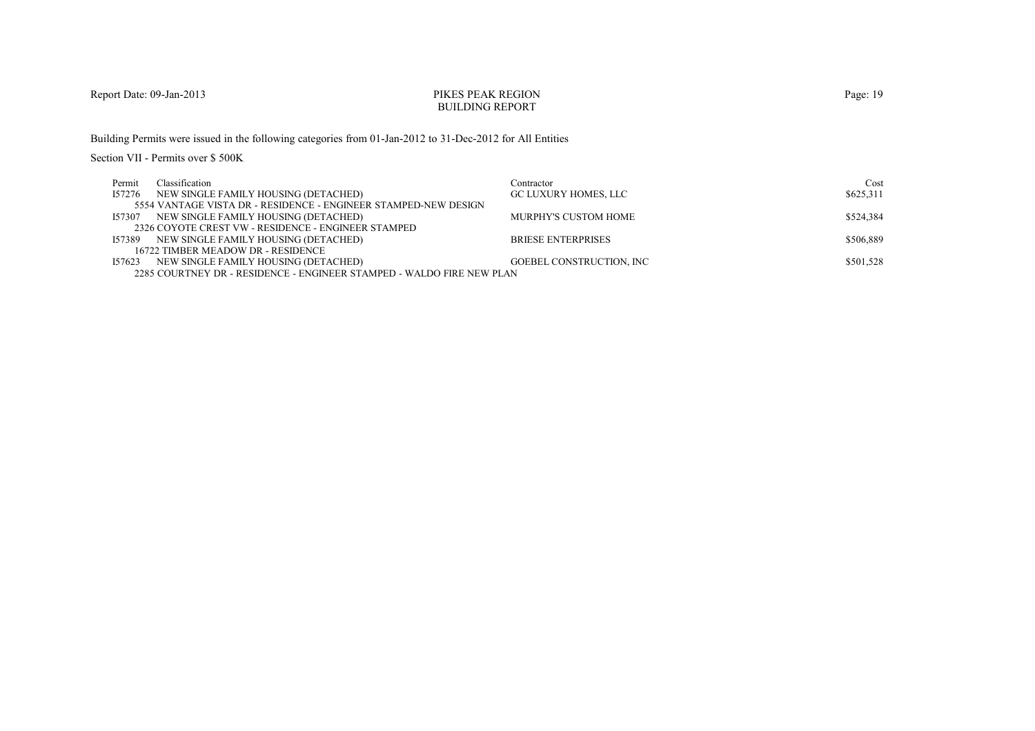Building Permits were issued in the following categories from 01-Jan-2012 to 31-Dec-2012 for All Entities

Section VII - Permits over $ 500K

| Permit | Classification | Contractor | Cost |
|---|---|---|---|
| I57276 | NEW SINGLE FAMILY HOUSING (DETACHED) | GC LUXURY HOMES, LLC | $625,311 |
| | 5554 VANTAGE VISTA DR - RESIDENCE - ENGINEER STAMPED-NEW DESIGN | | |
| I57307 | NEW SINGLE FAMILY HOUSING (DETACHED) | MURPHY'S CUSTOM HOME | $524,384 |
| | 2326 COYOTE CREST VW - RESIDENCE - ENGINEER STAMPED | | |
| I57389 | NEW SINGLE FAMILY HOUSING (DETACHED) | BRIESE ENTERPRISES | $506,889 |
| | 16722 TIMBER MEADOW DR - RESIDENCE | | |
| I57623 | NEW SINGLE FAMILY HOUSING (DETACHED) | GOEBEL CONSTRUCTION, INC | $501,528 |
| | 2285 COURTNEY DR - RESIDENCE - ENGINEER STAMPED - WALDO FIRE NEW PLAN | | |